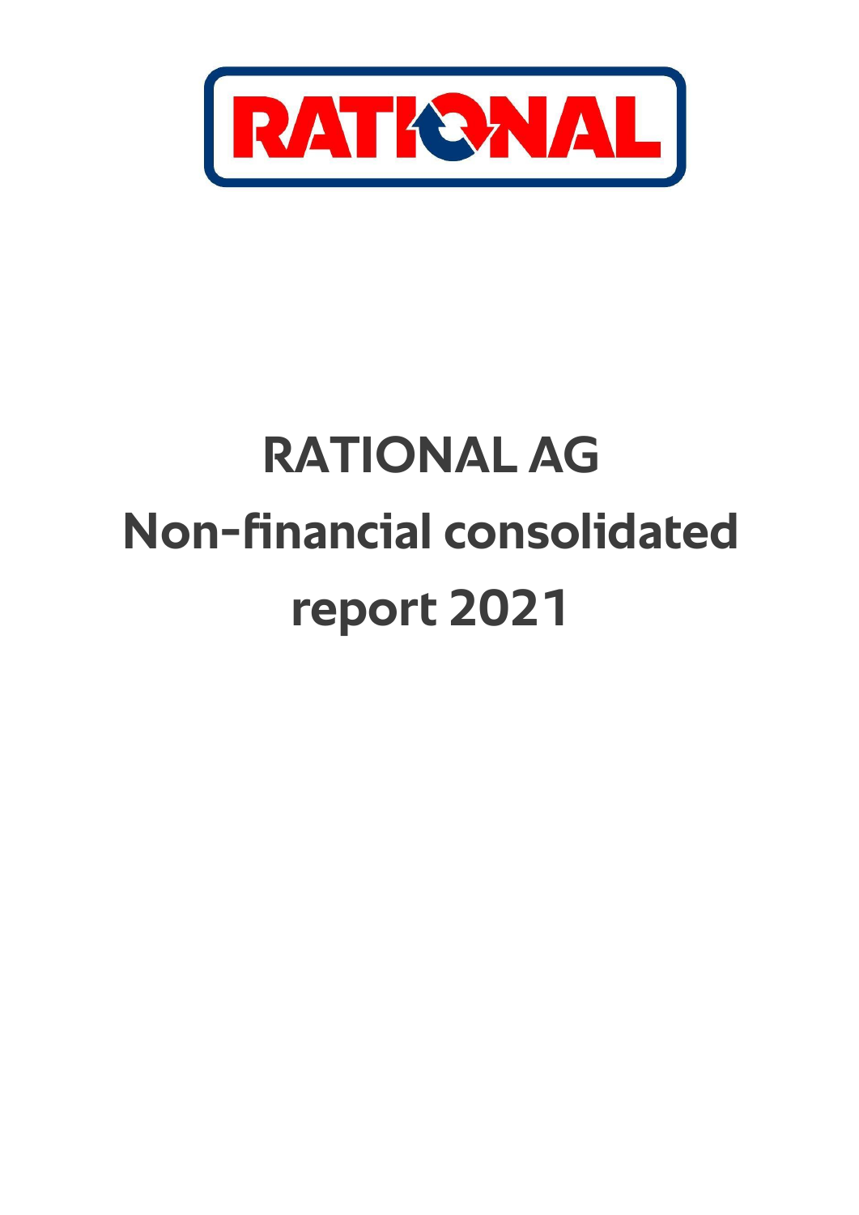RATIONAL

# RATIONAL AG
# Non-financial consolidated report 2021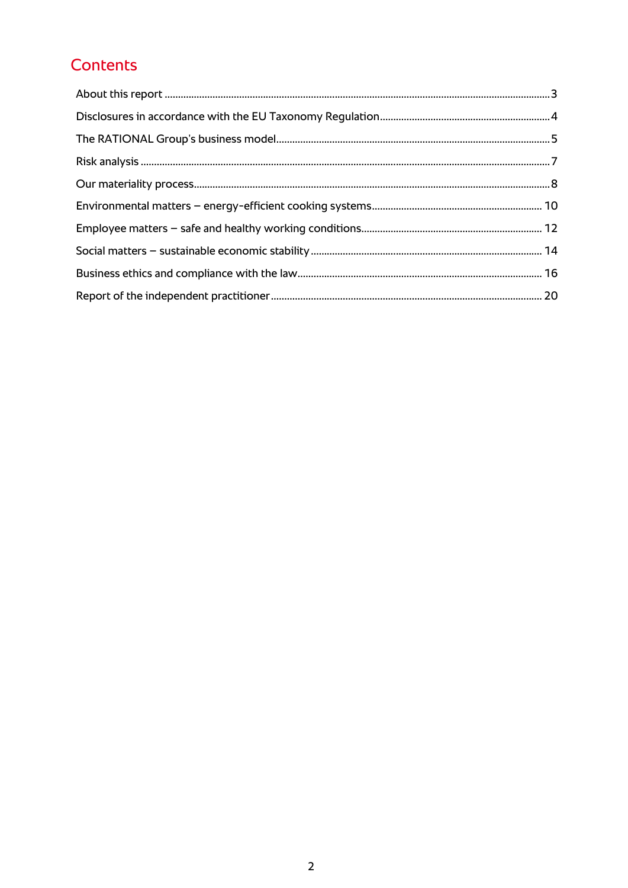# Contents

| | |
|---|---|
| About this report | 3 |
| Disclosures in accordance with the EU Taxonomy Regulation | 4 |
| The RATIONAL Group's business model | 5 |
| Risk analysis | 7 |
| Our materiality process | 8 |
| Environmental matters – energy-efficient cooking systems | 10 |
| Employee matters – safe and healthy working conditions | 12 |
| Social matters – sustainable economic stability | 14 |
| Business ethics and compliance with the law | 16 |
| Report of the independent practitioner | 20 |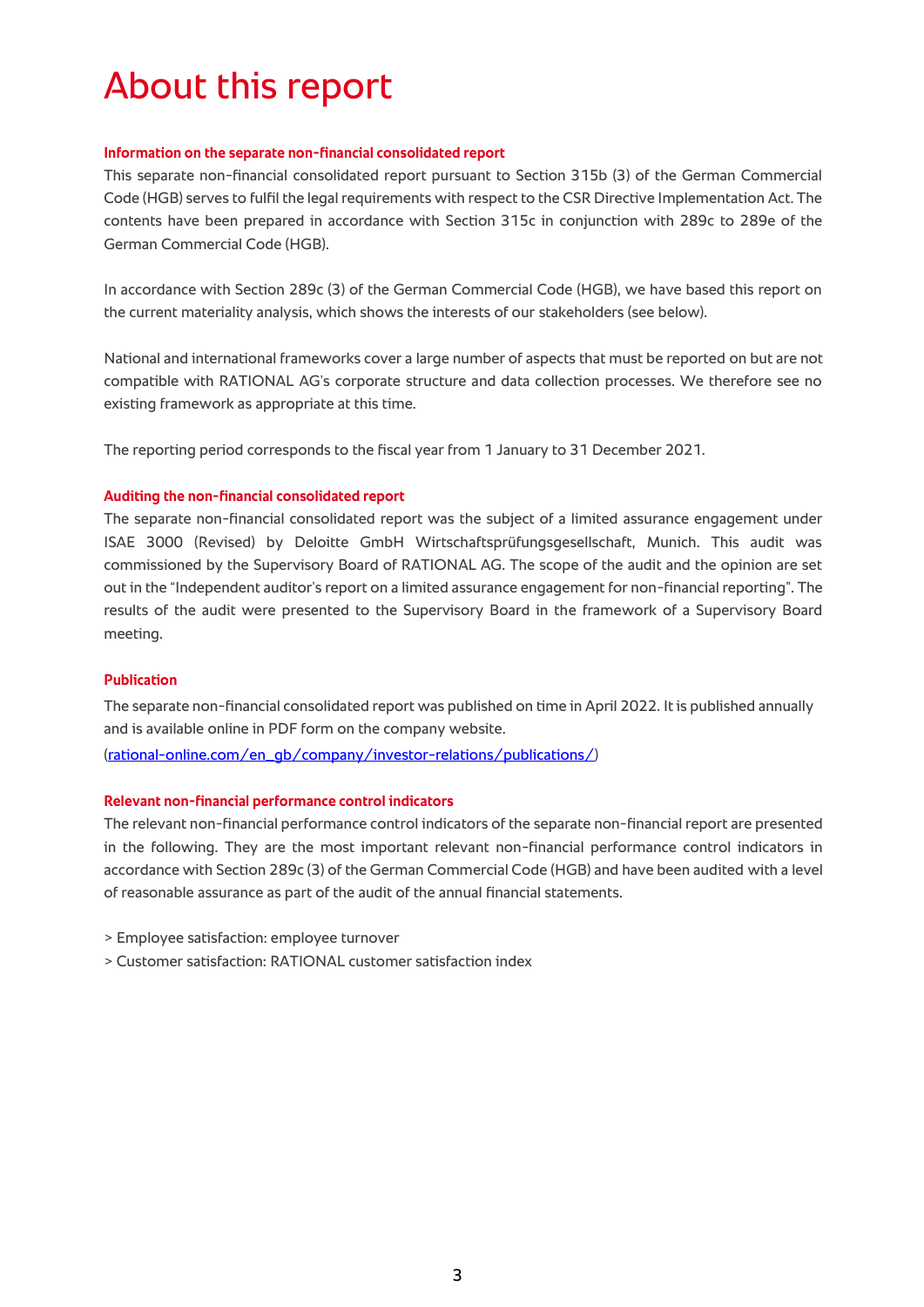# About this report

### Information on the separate non-financial consolidated report

This separate non-financial consolidated report pursuant to Section 315b (3) of the German Commercial Code (HGB) serves to fulfil the legal requirements with respect to the CSR Directive Implementation Act. The contents have been prepared in accordance with Section 315c in conjunction with 289c to 289e of the German Commercial Code (HGB).

In accordance with Section 289c (3) of the German Commercial Code (HGB), we have based this report on the current materiality analysis, which shows the interests of our stakeholders (see below).

National and international frameworks cover a large number of aspects that must be reported on but are not compatible with RATIONAL AG's corporate structure and data collection processes. We therefore see no existing framework as appropriate at this time.

The reporting period corresponds to the fiscal year from 1 January to 31 December 2021.

### Auditing the non-financial consolidated report

The separate non-financial consolidated report was the subject of a limited assurance engagement under ISAE 3000 (Revised) by Deloitte GmbH Wirtschaftsprüfungsgesellschaft, Munich. This audit was commissioned by the Supervisory Board of RATIONAL AG. The scope of the audit and the opinion are set out in the "Independent auditor's report on a limited assurance engagement for non-financial reporting". The results of the audit were presented to the Supervisory Board in the framework of a Supervisory Board meeting.

### Publication

The separate non-financial consolidated report was published on time in April 2022. It is published annually and is available online in PDF form on the company website.
(rational-online.com/en_gb/company/investor-relations/publications/)

### Relevant non-financial performance control indicators

The relevant non-financial performance control indicators of the separate non-financial report are presented in the following. They are the most important relevant non-financial performance control indicators in accordance with Section 289c (3) of the German Commercial Code (HGB) and have been audited with a level of reasonable assurance as part of the audit of the annual financial statements.

> Employee satisfaction: employee turnover
> Customer satisfaction: RATIONAL customer satisfaction index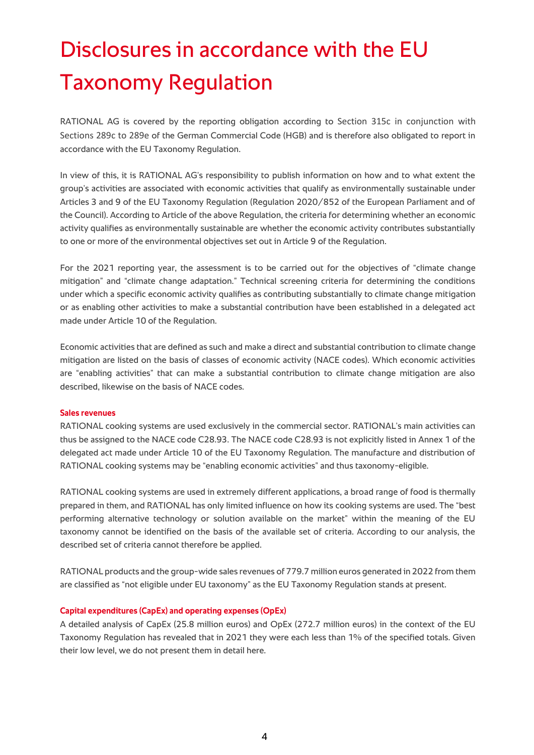# Disclosures in accordance with the EU Taxonomy Regulation

RATIONAL AG is covered by the reporting obligation according to Section 315c in conjunction with Sections 289c to 289e of the German Commercial Code (HGB) and is therefore also obligated to report in accordance with the EU Taxonomy Regulation.

In view of this, it is RATIONAL AG's responsibility to publish information on how and to what extent the group's activities are associated with economic activities that qualify as environmentally sustainable under Articles 3 and 9 of the EU Taxonomy Regulation (Regulation 2020/852 of the European Parliament and of the Council). According to Article of the above Regulation, the criteria for determining whether an economic activity qualifies as environmentally sustainable are whether the economic activity contributes substantially to one or more of the environmental objectives set out in Article 9 of the Regulation.

For the 2021 reporting year, the assessment is to be carried out for the objectives of "climate change mitigation" and "climate change adaptation." Technical screening criteria for determining the conditions under which a specific economic activity qualifies as contributing substantially to climate change mitigation or as enabling other activities to make a substantial contribution have been established in a delegated act made under Article 10 of the Regulation.

Economic activities that are defined as such and make a direct and substantial contribution to climate change mitigation are listed on the basis of classes of economic activity (NACE codes). Which economic activities are "enabling activities" that can make a substantial contribution to climate change mitigation are also described, likewise on the basis of NACE codes.

**Sales revenues**

RATIONAL cooking systems are used exclusively in the commercial sector. RATIONAL's main activities can thus be assigned to the NACE code C28.93. The NACE code C28.93 is not explicitly listed in Annex 1 of the delegated act made under Article 10 of the EU Taxonomy Regulation. The manufacture and distribution of RATIONAL cooking systems may be "enabling economic activities" and thus taxonomy-eligible.

RATIONAL cooking systems are used in extremely different applications, a broad range of food is thermally prepared in them, and RATIONAL has only limited influence on how its cooking systems are used. The "best performing alternative technology or solution available on the market" within the meaning of the EU taxonomy cannot be identified on the basis of the available set of criteria. According to our analysis, the described set of criteria cannot therefore be applied.

RATIONAL products and the group-wide sales revenues of 779.7 million euros generated in 2022 from them are classified as "not eligible under EU taxonomy" as the EU Taxonomy Regulation stands at present.

**Capital expenditures (CapEx) and operating expenses (OpEx)**

A detailed analysis of CapEx (25.8 million euros) and OpEx (272.7 million euros) in the context of the EU Taxonomy Regulation has revealed that in 2021 they were each less than 1% of the specified totals. Given their low level, we do not present them in detail here.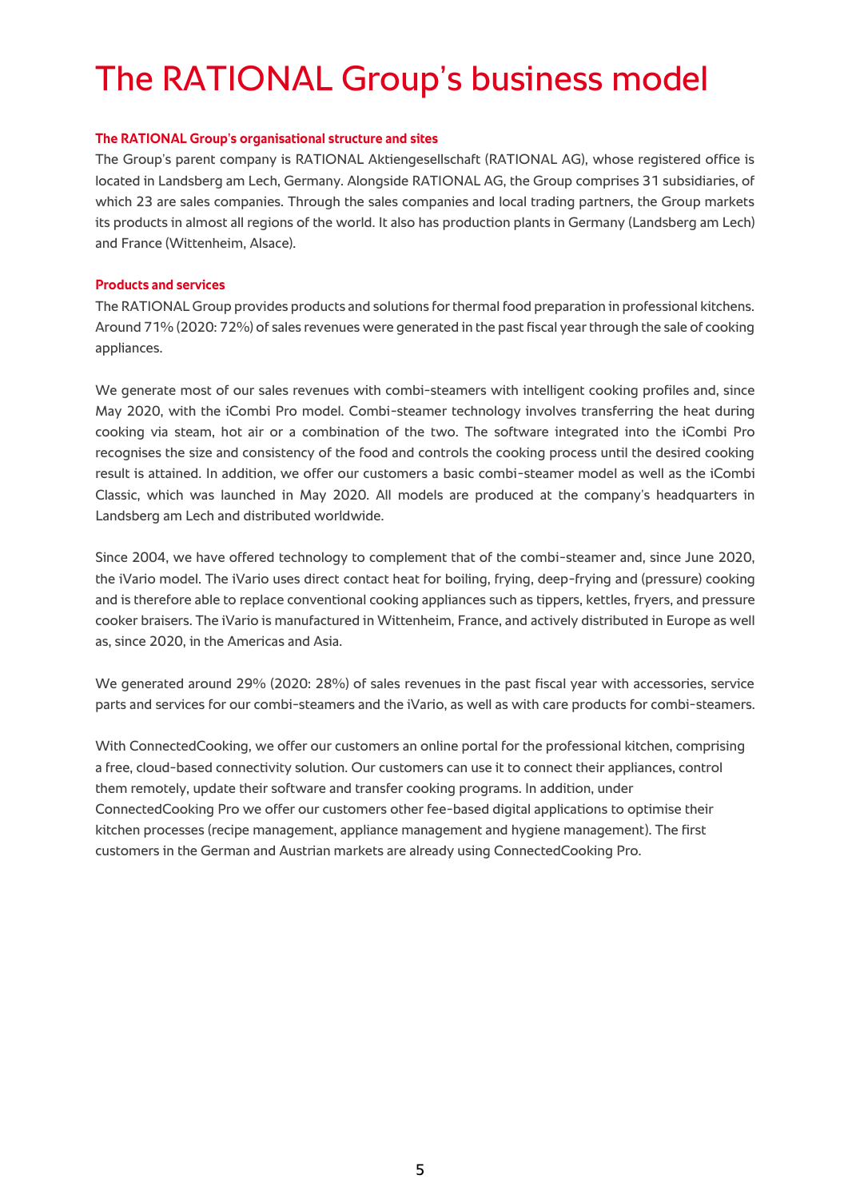# The RATIONAL Group's business model

### The RATIONAL Group's organisational structure and sites

The Group's parent company is RATIONAL Aktiengesellschaft (RATIONAL AG), whose registered office is located in Landsberg am Lech, Germany. Alongside RATIONAL AG, the Group comprises 31 subsidiaries, of which 23 are sales companies. Through the sales companies and local trading partners, the Group markets its products in almost all regions of the world. It also has production plants in Germany (Landsberg am Lech) and France (Wittenheim, Alsace).

### Products and services

The RATIONAL Group provides products and solutions for thermal food preparation in professional kitchens. Around 71% (2020: 72%) of sales revenues were generated in the past fiscal year through the sale of cooking appliances.

We generate most of our sales revenues with combi-steamers with intelligent cooking profiles and, since May 2020, with the iCombi Pro model. Combi-steamer technology involves transferring the heat during cooking via steam, hot air or a combination of the two. The software integrated into the iCombi Pro recognises the size and consistency of the food and controls the cooking process until the desired cooking result is attained. In addition, we offer our customers a basic combi-steamer model as well as the iCombi Classic, which was launched in May 2020. All models are produced at the company's headquarters in Landsberg am Lech and distributed worldwide.

Since 2004, we have offered technology to complement that of the combi-steamer and, since June 2020, the iVario model. The iVario uses direct contact heat for boiling, frying, deep-frying and (pressure) cooking and is therefore able to replace conventional cooking appliances such as tippers, kettles, fryers, and pressure cooker braisers. The iVario is manufactured in Wittenheim, France, and actively distributed in Europe as well as, since 2020, in the Americas and Asia.

We generated around 29% (2020: 28%) of sales revenues in the past fiscal year with accessories, service parts and services for our combi-steamers and the iVario, as well as with care products for combi-steamers.

With ConnectedCooking, we offer our customers an online portal for the professional kitchen, comprising a free, cloud-based connectivity solution. Our customers can use it to connect their appliances, control them remotely, update their software and transfer cooking programs. In addition, under ConnectedCooking Pro we offer our customers other fee-based digital applications to optimise their kitchen processes (recipe management, appliance management and hygiene management). The first customers in the German and Austrian markets are already using ConnectedCooking Pro.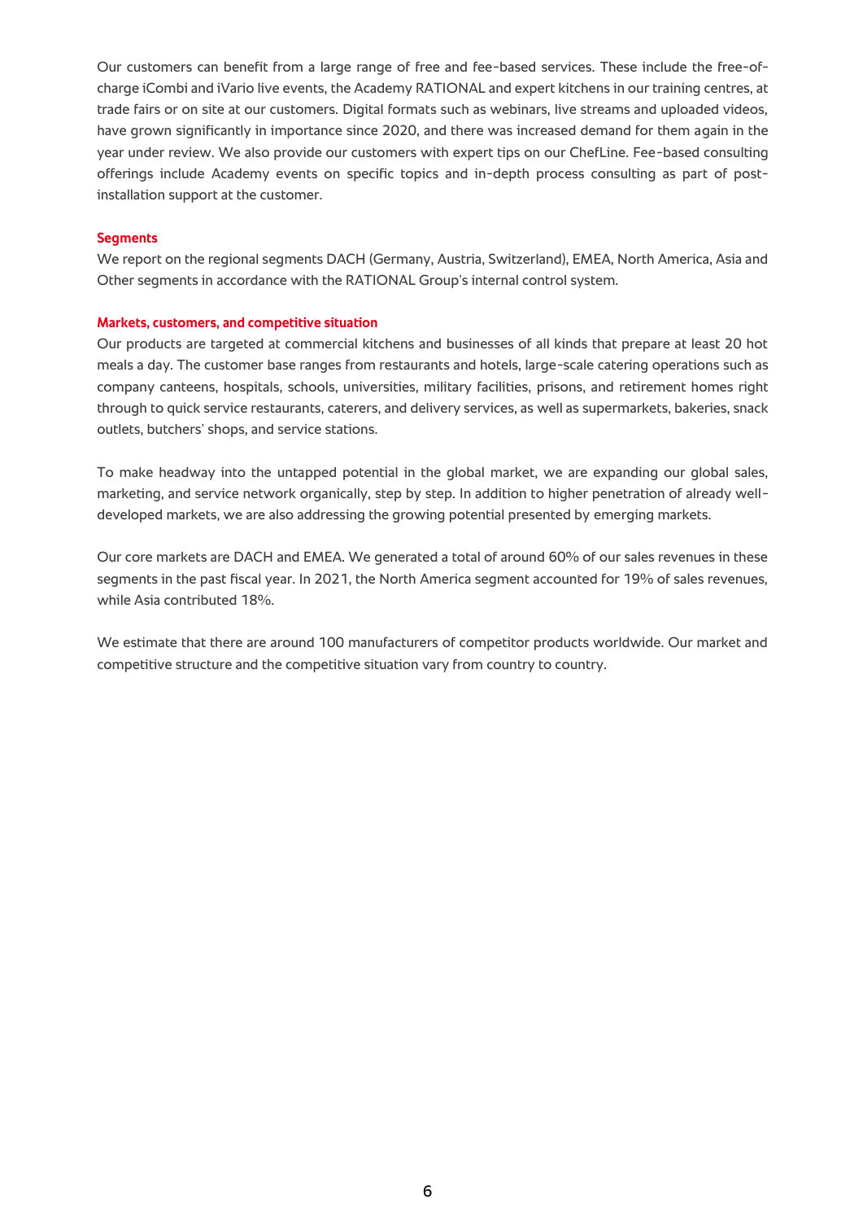Our customers can benefit from a large range of free and fee-based services. These include the free-of-charge iCombi and iVario live events, the Academy RATIONAL and expert kitchens in our training centres, at trade fairs or on site at our customers. Digital formats such as webinars, live streams and uploaded videos, have grown significantly in importance since 2020, and there was increased demand for them again in the year under review. We also provide our customers with expert tips on our ChefLine. Fee-based consulting offerings include Academy events on specific topics and in-depth process consulting as part of post-installation support at the customer.

### Segments

We report on the regional segments DACH (Germany, Austria, Switzerland), EMEA, North America, Asia and Other segments in accordance with the RATIONAL Group's internal control system.

### Markets, customers, and competitive situation

Our products are targeted at commercial kitchens and businesses of all kinds that prepare at least 20 hot meals a day. The customer base ranges from restaurants and hotels, large-scale catering operations such as company canteens, hospitals, schools, universities, military facilities, prisons, and retirement homes right through to quick service restaurants, caterers, and delivery services, as well as supermarkets, bakeries, snack outlets, butchers' shops, and service stations.

To make headway into the untapped potential in the global market, we are expanding our global sales, marketing, and service network organically, step by step. In addition to higher penetration of already well-developed markets, we are also addressing the growing potential presented by emerging markets.

Our core markets are DACH and EMEA. We generated a total of around 60% of our sales revenues in these segments in the past fiscal year. In 2021, the North America segment accounted for 19% of sales revenues, while Asia contributed 18%.

We estimate that there are around 100 manufacturers of competitor products worldwide. Our market and competitive structure and the competitive situation vary from country to country.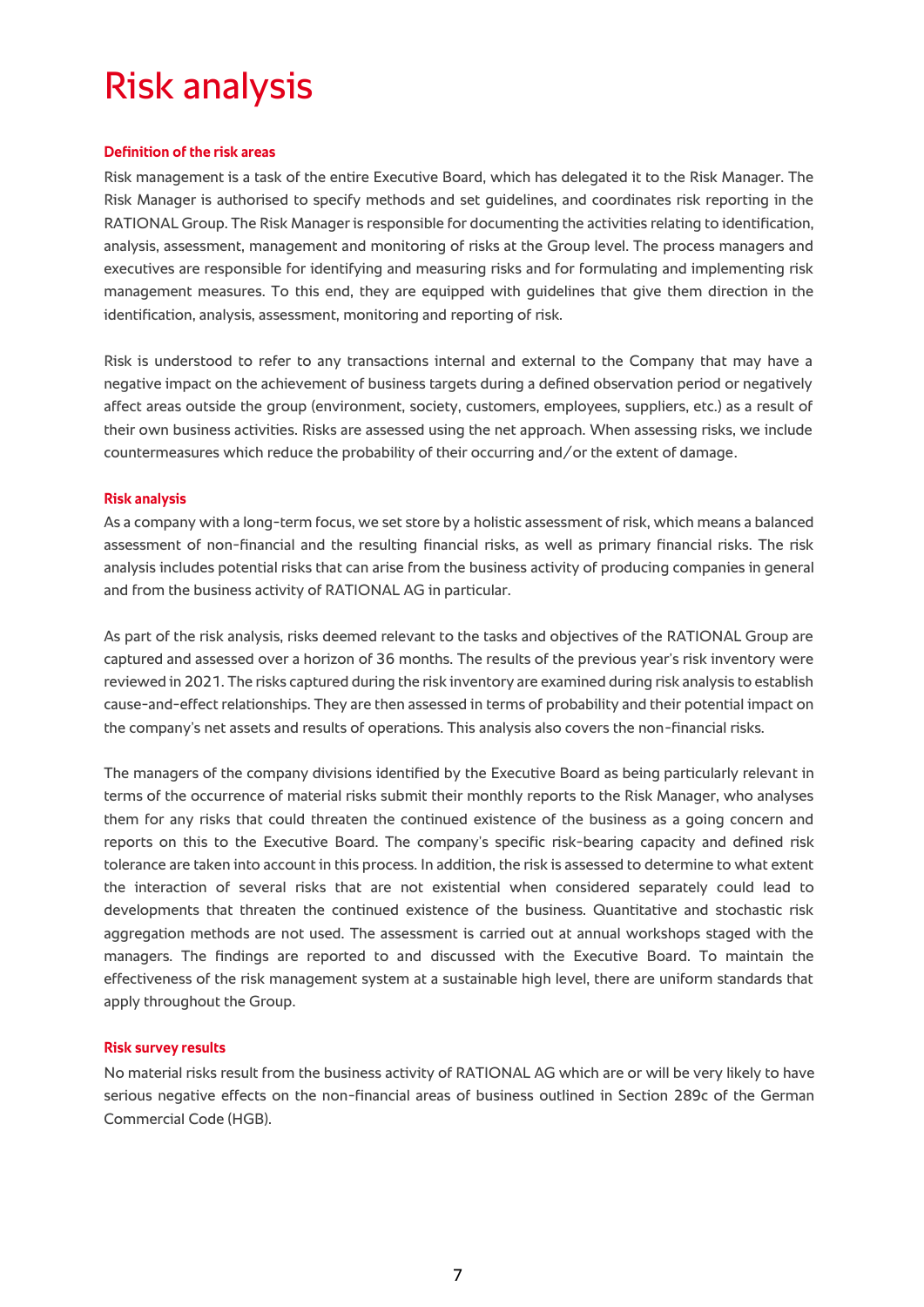# Risk analysis

### Definition of the risk areas

Risk management is a task of the entire Executive Board, which has delegated it to the Risk Manager. The Risk Manager is authorised to specify methods and set guidelines, and coordinates risk reporting in the RATIONAL Group. The Risk Manager is responsible for documenting the activities relating to identification, analysis, assessment, management and monitoring of risks at the Group level. The process managers and executives are responsible for identifying and measuring risks and for formulating and implementing risk management measures. To this end, they are equipped with guidelines that give them direction in the identification, analysis, assessment, monitoring and reporting of risk.

Risk is understood to refer to any transactions internal and external to the Company that may have a negative impact on the achievement of business targets during a defined observation period or negatively affect areas outside the group (environment, society, customers, employees, suppliers, etc.) as a result of their own business activities. Risks are assessed using the net approach. When assessing risks, we include countermeasures which reduce the probability of their occurring and/or the extent of damage.

### Risk analysis

As a company with a long-term focus, we set store by a holistic assessment of risk, which means a balanced assessment of non-financial and the resulting financial risks, as well as primary financial risks. The risk analysis includes potential risks that can arise from the business activity of producing companies in general and from the business activity of RATIONAL AG in particular.

As part of the risk analysis, risks deemed relevant to the tasks and objectives of the RATIONAL Group are captured and assessed over a horizon of 36 months. The results of the previous year's risk inventory were reviewed in 2021. The risks captured during the risk inventory are examined during risk analysis to establish cause-and-effect relationships. They are then assessed in terms of probability and their potential impact on the company's net assets and results of operations. This analysis also covers the non-financial risks.

The managers of the company divisions identified by the Executive Board as being particularly relevant in terms of the occurrence of material risks submit their monthly reports to the Risk Manager, who analyses them for any risks that could threaten the continued existence of the business as a going concern and reports on this to the Executive Board. The company's specific risk-bearing capacity and defined risk tolerance are taken into account in this process. In addition, the risk is assessed to determine to what extent the interaction of several risks that are not existential when considered separately could lead to developments that threaten the continued existence of the business. Quantitative and stochastic risk aggregation methods are not used. The assessment is carried out at annual workshops staged with the managers. The findings are reported to and discussed with the Executive Board. To maintain the effectiveness of the risk management system at a sustainable high level, there are uniform standards that apply throughout the Group.

### Risk survey results

No material risks result from the business activity of RATIONAL AG which are or will be very likely to have serious negative effects on the non-financial areas of business outlined in Section 289c of the German Commercial Code (HGB).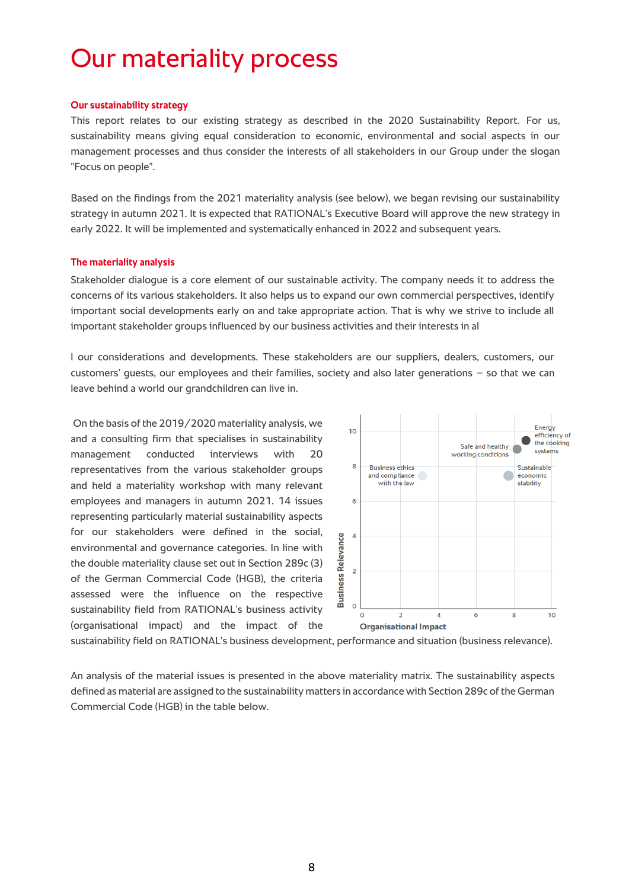# Our materiality process

## Our sustainability strategy

This report relates to our existing strategy as described in the 2020 Sustainability Report. For us, sustainability means giving equal consideration to economic, environmental and social aspects in our management processes and thus consider the interests of all stakeholders in our Group under the slogan "Focus on people".

Based on the findings from the 2021 materiality analysis (see below), we began revising our sustainability strategy in autumn 2021. It is expected that RATIONAL's Executive Board will approve the new strategy in early 2022. It will be implemented and systematically enhanced in 2022 and subsequent years.

## The materiality analysis

Stakeholder dialogue is a core element of our sustainable activity. The company needs it to address the concerns of its various stakeholders. It also helps us to expand our own commercial perspectives, identify important social developments early on and take appropriate action. That is why we strive to include all important stakeholder groups influenced by our business activities and their interests in al

l our considerations and developments. These stakeholders are our suppliers, dealers, customers, our customers' guests, our employees and their families, society and also later generations – so that we can leave behind a world our grandchildren can live in.

On the basis of the 2019/2020 materiality analysis, we and a consulting firm that specialises in sustainability management conducted interviews with 20 representatives from the various stakeholder groups and held a materiality workshop with many relevant employees and managers in autumn 2021. 14 issues representing particularly material sustainability aspects for our stakeholders were defined in the social, environmental and governance categories. In line with the double materiality clause set out in Section 289c (3) of the German Commercial Code (HGB), the criteria assessed were the influence on the respective sustainability field from RATIONAL's business activity (organisational impact) and the impact of the sustainability field on RATIONAL's business development, performance and situation (business relevance).

Materiality matrix (x-axis: Organisational Impact, 0–10; y-axis: Business Relevance, 0–10):

- Energy efficiency of the cooking systems
- Safe and healthy working conditions
- Business ethics and compliance with the law
- Sustainable economic stability

An analysis of the material issues is presented in the above materiality matrix. The sustainability aspects defined as material are assigned to the sustainability matters in accordance with Section 289c of the German Commercial Code (HGB) in the table below.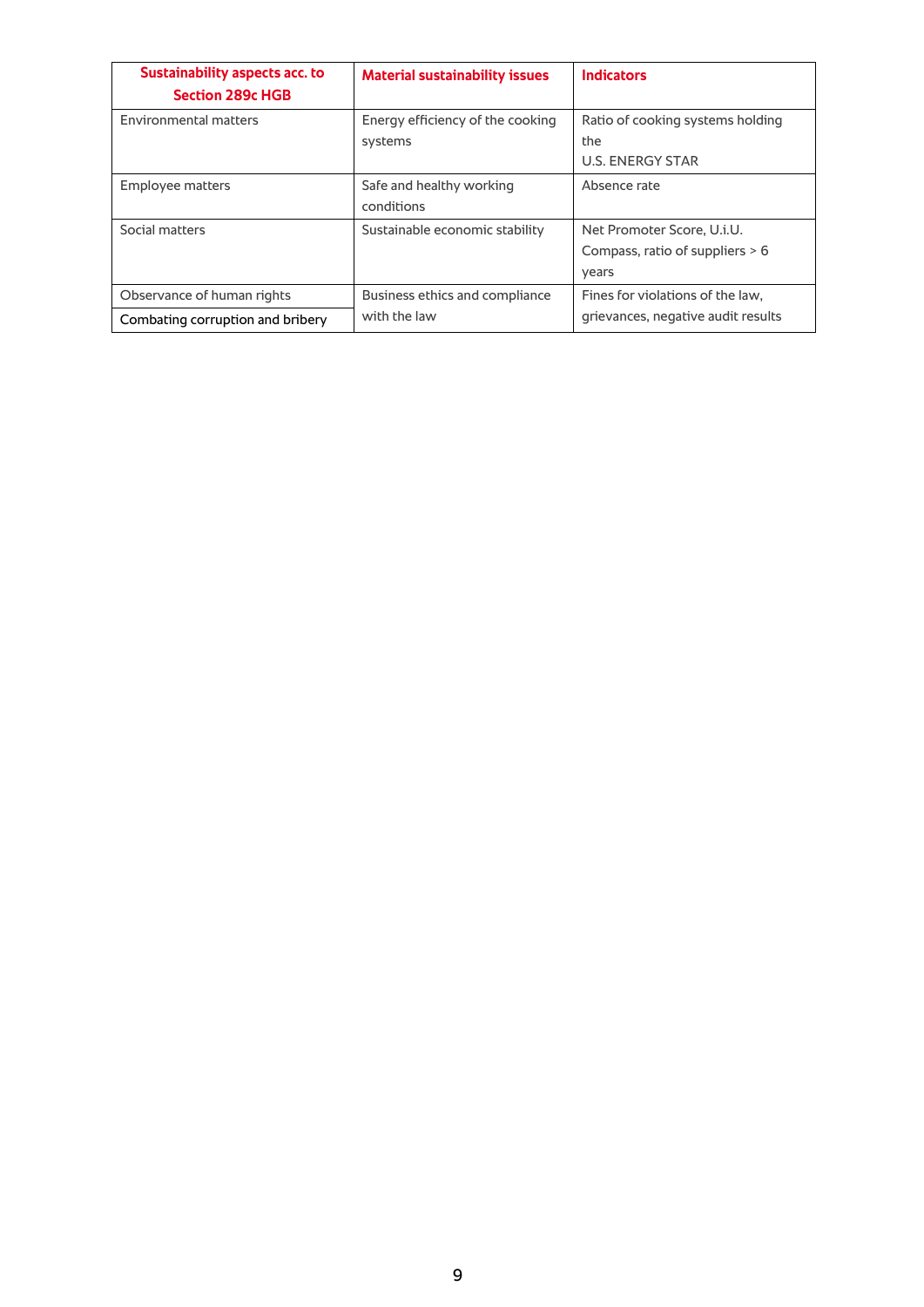| Sustainability aspects acc. to Section 289c HGB | Material sustainability issues | Indicators |
|---|---|---|
| Environmental matters | Energy efficiency of the cooking systems | Ratio of cooking systems holding the U.S. ENERGY STAR |
| Employee matters | Safe and healthy working conditions | Absence rate |
| Social matters | Sustainable economic stability | Net Promoter Score, U.i.U. Compass, ratio of suppliers > 6 years |
| Observance of human rights | Business ethics and compliance with the law | Fines for violations of the law, grievances, negative audit results |
| Combating corruption and bribery | | |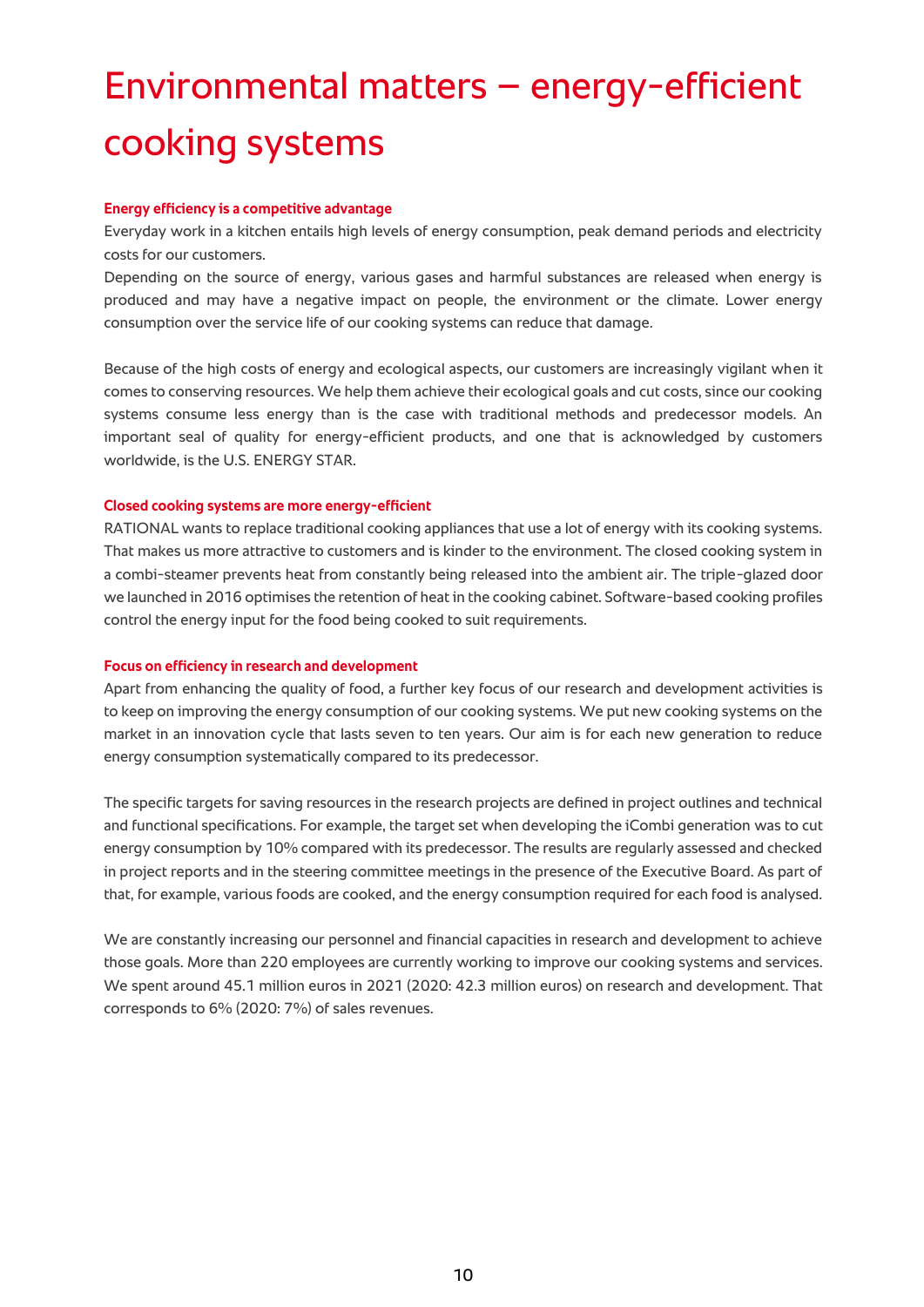# Environmental matters – energy-efficient cooking systems

### Energy efficiency is a competitive advantage

Everyday work in a kitchen entails high levels of energy consumption, peak demand periods and electricity costs for our customers.
Depending on the source of energy, various gases and harmful substances are released when energy is produced and may have a negative impact on people, the environment or the climate. Lower energy consumption over the service life of our cooking systems can reduce that damage.

Because of the high costs of energy and ecological aspects, our customers are increasingly vigilant when it comes to conserving resources. We help them achieve their ecological goals and cut costs, since our cooking systems consume less energy than is the case with traditional methods and predecessor models. An important seal of quality for energy-efficient products, and one that is acknowledged by customers worldwide, is the U.S. ENERGY STAR.

### Closed cooking systems are more energy-efficient

RATIONAL wants to replace traditional cooking appliances that use a lot of energy with its cooking systems. That makes us more attractive to customers and is kinder to the environment. The closed cooking system in a combi-steamer prevents heat from constantly being released into the ambient air. The triple-glazed door we launched in 2016 optimises the retention of heat in the cooking cabinet. Software-based cooking profiles control the energy input for the food being cooked to suit requirements.

### Focus on efficiency in research and development

Apart from enhancing the quality of food, a further key focus of our research and development activities is to keep on improving the energy consumption of our cooking systems. We put new cooking systems on the market in an innovation cycle that lasts seven to ten years. Our aim is for each new generation to reduce energy consumption systematically compared to its predecessor.

The specific targets for saving resources in the research projects are defined in project outlines and technical and functional specifications. For example, the target set when developing the iCombi generation was to cut energy consumption by 10% compared with its predecessor. The results are regularly assessed and checked in project reports and in the steering committee meetings in the presence of the Executive Board. As part of that, for example, various foods are cooked, and the energy consumption required for each food is analysed.

We are constantly increasing our personnel and financial capacities in research and development to achieve those goals. More than 220 employees are currently working to improve our cooking systems and services. We spent around 45.1 million euros in 2021 (2020: 42.3 million euros) on research and development. That corresponds to 6% (2020: 7%) of sales revenues.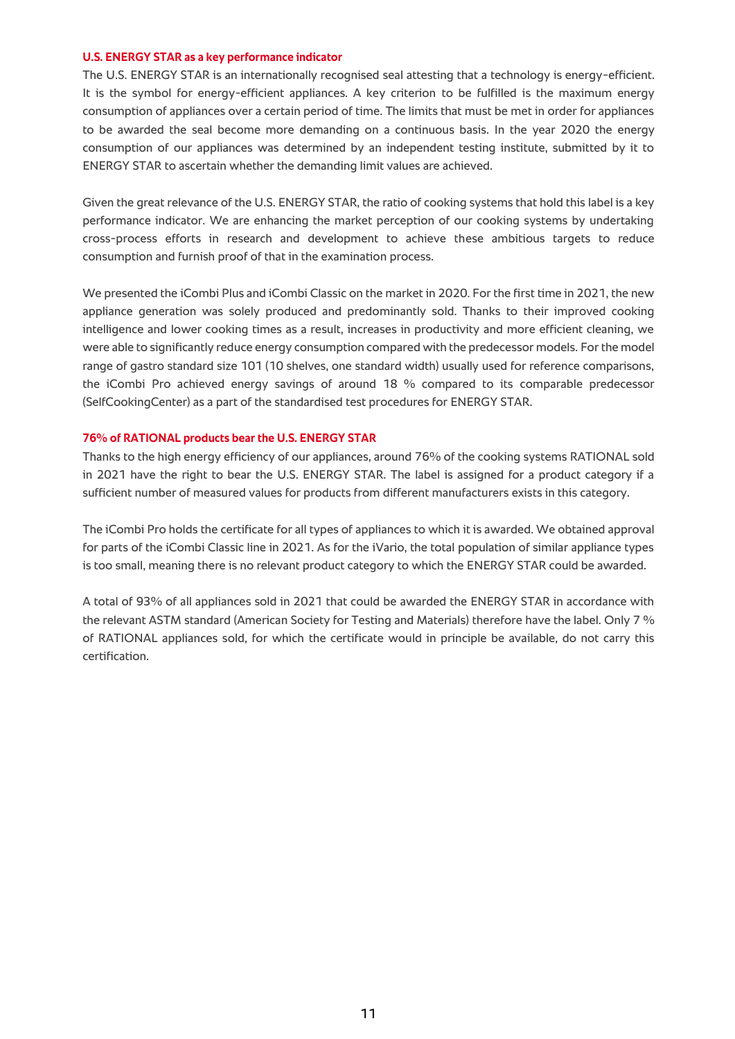### U.S. ENERGY STAR as a key performance indicator

The U.S. ENERGY STAR is an internationally recognised seal attesting that a technology is energy-efficient. It is the symbol for energy-efficient appliances. A key criterion to be fulfilled is the maximum energy consumption of appliances over a certain period of time. The limits that must be met in order for appliances to be awarded the seal become more demanding on a continuous basis. In the year 2020 the energy consumption of our appliances was determined by an independent testing institute, submitted by it to ENERGY STAR to ascertain whether the demanding limit values are achieved.

Given the great relevance of the U.S. ENERGY STAR, the ratio of cooking systems that hold this label is a key performance indicator. We are enhancing the market perception of our cooking systems by undertaking cross-process efforts in research and development to achieve these ambitious targets to reduce consumption and furnish proof of that in the examination process.

We presented the iCombi Plus and iCombi Classic on the market in 2020. For the first time in 2021, the new appliance generation was solely produced and predominantly sold. Thanks to their improved cooking intelligence and lower cooking times as a result, increases in productivity and more efficient cleaning, we were able to significantly reduce energy consumption compared with the predecessor models. For the model range of gastro standard size 101 (10 shelves, one standard width) usually used for reference comparisons, the iCombi Pro achieved energy savings of around 18 % compared to its comparable predecessor (SelfCookingCenter) as a part of the standardised test procedures for ENERGY STAR.

### 76% of RATIONAL products bear the U.S. ENERGY STAR

Thanks to the high energy efficiency of our appliances, around 76% of the cooking systems RATIONAL sold in 2021 have the right to bear the U.S. ENERGY STAR. The label is assigned for a product category if a sufficient number of measured values for products from different manufacturers exists in this category.

The iCombi Pro holds the certificate for all types of appliances to which it is awarded. We obtained approval for parts of the iCombi Classic line in 2021. As for the iVario, the total population of similar appliance types is too small, meaning there is no relevant product category to which the ENERGY STAR could be awarded.

A total of 93% of all appliances sold in 2021 that could be awarded the ENERGY STAR in accordance with the relevant ASTM standard (American Society for Testing and Materials) therefore have the label. Only 7 % of RATIONAL appliances sold, for which the certificate would in principle be available, do not carry this certification.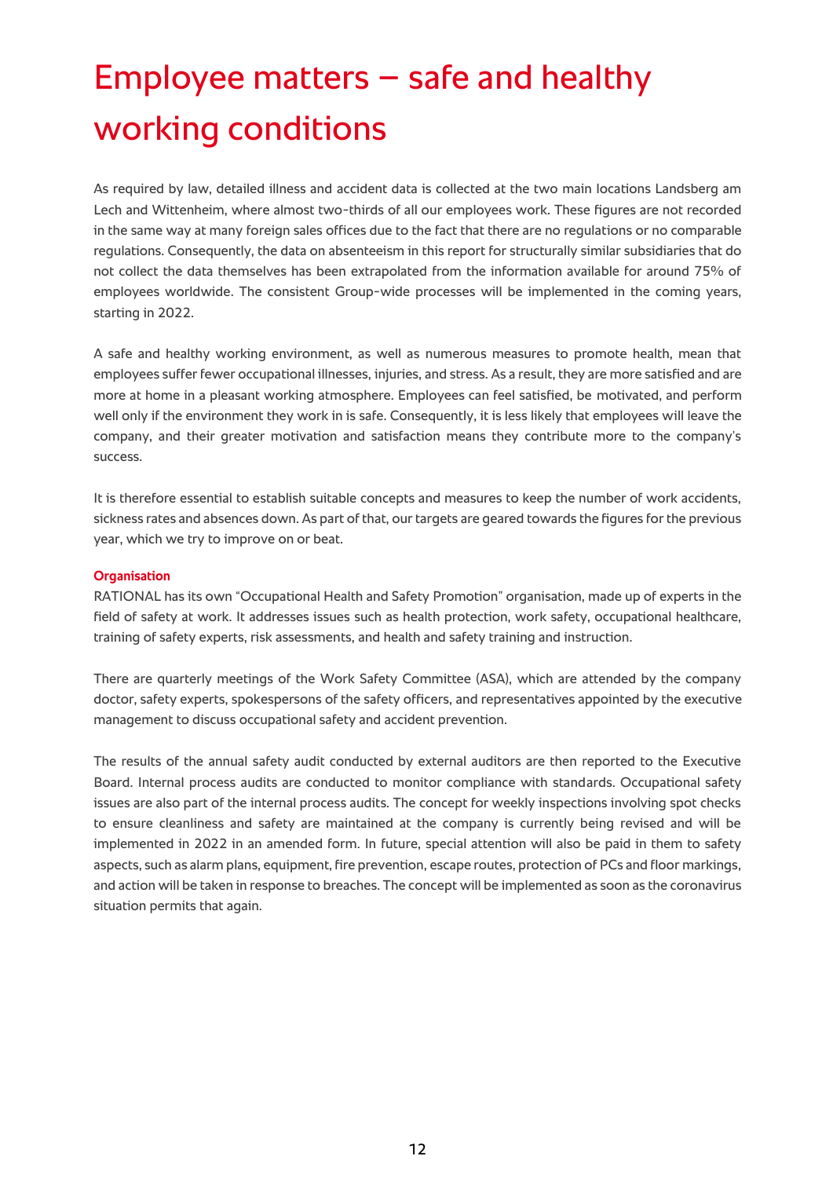# Employee matters – safe and healthy working conditions

As required by law, detailed illness and accident data is collected at the two main locations Landsberg am Lech and Wittenheim, where almost two-thirds of all our employees work. These figures are not recorded in the same way at many foreign sales offices due to the fact that there are no regulations or no comparable regulations. Consequently, the data on absenteeism in this report for structurally similar subsidiaries that do not collect the data themselves has been extrapolated from the information available for around 75% of employees worldwide. The consistent Group-wide processes will be implemented in the coming years, starting in 2022.

A safe and healthy working environment, as well as numerous measures to promote health, mean that employees suffer fewer occupational illnesses, injuries, and stress. As a result, they are more satisfied and are more at home in a pleasant working atmosphere. Employees can feel satisfied, be motivated, and perform well only if the environment they work in is safe. Consequently, it is less likely that employees will leave the company, and their greater motivation and satisfaction means they contribute more to the company's success.

It is therefore essential to establish suitable concepts and measures to keep the number of work accidents, sickness rates and absences down. As part of that, our targets are geared towards the figures for the previous year, which we try to improve on or beat.

### Organisation

RATIONAL has its own "Occupational Health and Safety Promotion" organisation, made up of experts in the field of safety at work. It addresses issues such as health protection, work safety, occupational healthcare, training of safety experts, risk assessments, and health and safety training and instruction.

There are quarterly meetings of the Work Safety Committee (ASA), which are attended by the company doctor, safety experts, spokespersons of the safety officers, and representatives appointed by the executive management to discuss occupational safety and accident prevention.

The results of the annual safety audit conducted by external auditors are then reported to the Executive Board. Internal process audits are conducted to monitor compliance with standards. Occupational safety issues are also part of the internal process audits. The concept for weekly inspections involving spot checks to ensure cleanliness and safety are maintained at the company is currently being revised and will be implemented in 2022 in an amended form. In future, special attention will also be paid in them to safety aspects, such as alarm plans, equipment, fire prevention, escape routes, protection of PCs and floor markings, and action will be taken in response to breaches. The concept will be implemented as soon as the coronavirus situation permits that again.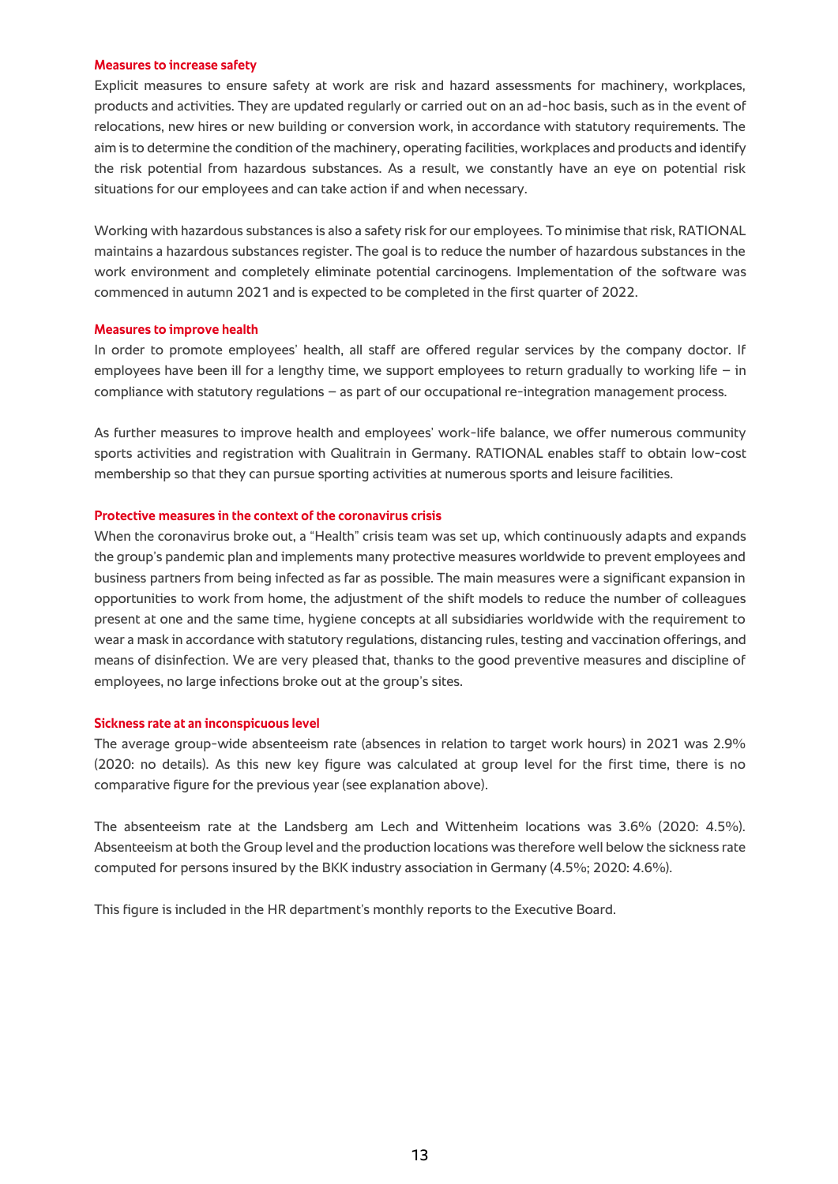### Measures to increase safety

Explicit measures to ensure safety at work are risk and hazard assessments for machinery, workplaces, products and activities. They are updated regularly or carried out on an ad-hoc basis, such as in the event of relocations, new hires or new building or conversion work, in accordance with statutory requirements. The aim is to determine the condition of the machinery, operating facilities, workplaces and products and identify the risk potential from hazardous substances. As a result, we constantly have an eye on potential risk situations for our employees and can take action if and when necessary.

Working with hazardous substances is also a safety risk for our employees. To minimise that risk, RATIONAL maintains a hazardous substances register. The goal is to reduce the number of hazardous substances in the work environment and completely eliminate potential carcinogens. Implementation of the software was commenced in autumn 2021 and is expected to be completed in the first quarter of 2022.

### Measures to improve health

In order to promote employees' health, all staff are offered regular services by the company doctor. If employees have been ill for a lengthy time, we support employees to return gradually to working life – in compliance with statutory regulations – as part of our occupational re-integration management process.

As further measures to improve health and employees' work-life balance, we offer numerous community sports activities and registration with Qualitrain in Germany. RATIONAL enables staff to obtain low-cost membership so that they can pursue sporting activities at numerous sports and leisure facilities.

### Protective measures in the context of the coronavirus crisis

When the coronavirus broke out, a "Health" crisis team was set up, which continuously adapts and expands the group's pandemic plan and implements many protective measures worldwide to prevent employees and business partners from being infected as far as possible. The main measures were a significant expansion in opportunities to work from home, the adjustment of the shift models to reduce the number of colleagues present at one and the same time, hygiene concepts at all subsidiaries worldwide with the requirement to wear a mask in accordance with statutory regulations, distancing rules, testing and vaccination offerings, and means of disinfection. We are very pleased that, thanks to the good preventive measures and discipline of employees, no large infections broke out at the group's sites.

### Sickness rate at an inconspicuous level

The average group-wide absenteeism rate (absences in relation to target work hours) in 2021 was 2.9% (2020: no details). As this new key figure was calculated at group level for the first time, there is no comparative figure for the previous year (see explanation above).

The absenteeism rate at the Landsberg am Lech and Wittenheim locations was 3.6% (2020: 4.5%). Absenteeism at both the Group level and the production locations was therefore well below the sickness rate computed for persons insured by the BKK industry association in Germany (4.5%; 2020: 4.6%).

This figure is included in the HR department's monthly reports to the Executive Board.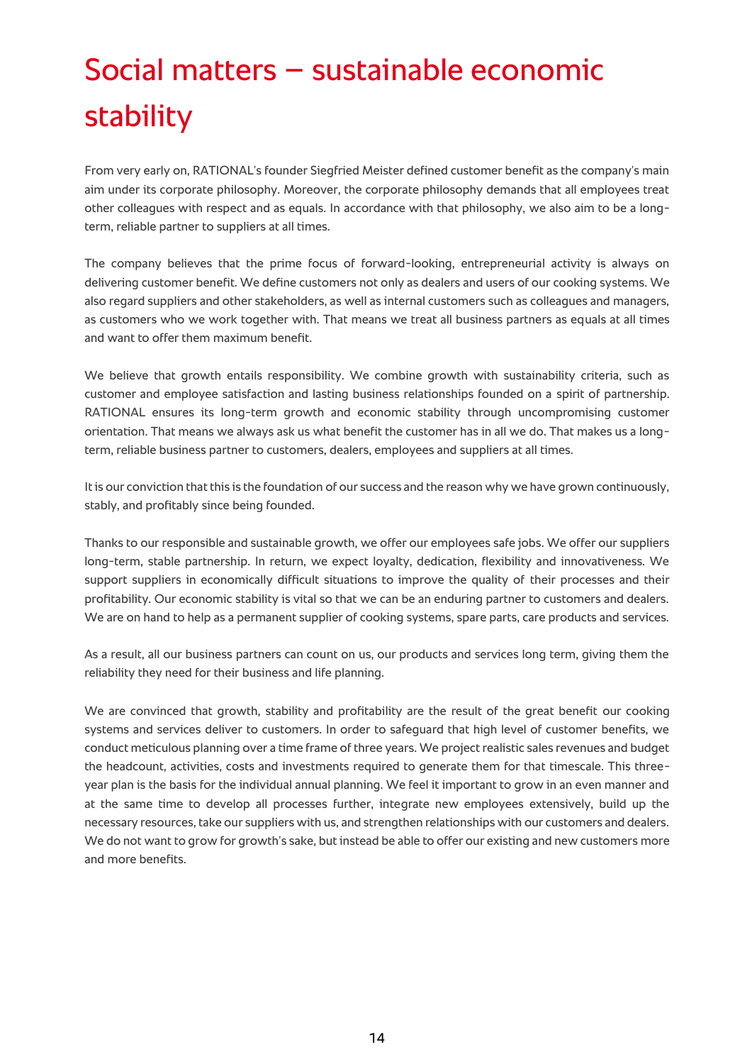# Social matters – sustainable economic stability

From very early on, RATIONAL's founder Siegfried Meister defined customer benefit as the company's main aim under its corporate philosophy. Moreover, the corporate philosophy demands that all employees treat other colleagues with respect and as equals. In accordance with that philosophy, we also aim to be a long-term, reliable partner to suppliers at all times.

The company believes that the prime focus of forward-looking, entrepreneurial activity is always on delivering customer benefit. We define customers not only as dealers and users of our cooking systems. We also regard suppliers and other stakeholders, as well as internal customers such as colleagues and managers, as customers who we work together with. That means we treat all business partners as equals at all times and want to offer them maximum benefit.

We believe that growth entails responsibility. We combine growth with sustainability criteria, such as customer and employee satisfaction and lasting business relationships founded on a spirit of partnership. RATIONAL ensures its long-term growth and economic stability through uncompromising customer orientation. That means we always ask us what benefit the customer has in all we do. That makes us a long-term, reliable business partner to customers, dealers, employees and suppliers at all times.

It is our conviction that this is the foundation of our success and the reason why we have grown continuously, stably, and profitably since being founded.

Thanks to our responsible and sustainable growth, we offer our employees safe jobs. We offer our suppliers long-term, stable partnership. In return, we expect loyalty, dedication, flexibility and innovativeness. We support suppliers in economically difficult situations to improve the quality of their processes and their profitability. Our economic stability is vital so that we can be an enduring partner to customers and dealers. We are on hand to help as a permanent supplier of cooking systems, spare parts, care products and services.

As a result, all our business partners can count on us, our products and services long term, giving them the reliability they need for their business and life planning.

We are convinced that growth, stability and profitability are the result of the great benefit our cooking systems and services deliver to customers. In order to safeguard that high level of customer benefits, we conduct meticulous planning over a time frame of three years. We project realistic sales revenues and budget the headcount, activities, costs and investments required to generate them for that timescale. This three-year plan is the basis for the individual annual planning. We feel it important to grow in an even manner and at the same time to develop all processes further, integrate new employees extensively, build up the necessary resources, take our suppliers with us, and strengthen relationships with our customers and dealers. We do not want to grow for growth's sake, but instead be able to offer our existing and new customers more and more benefits.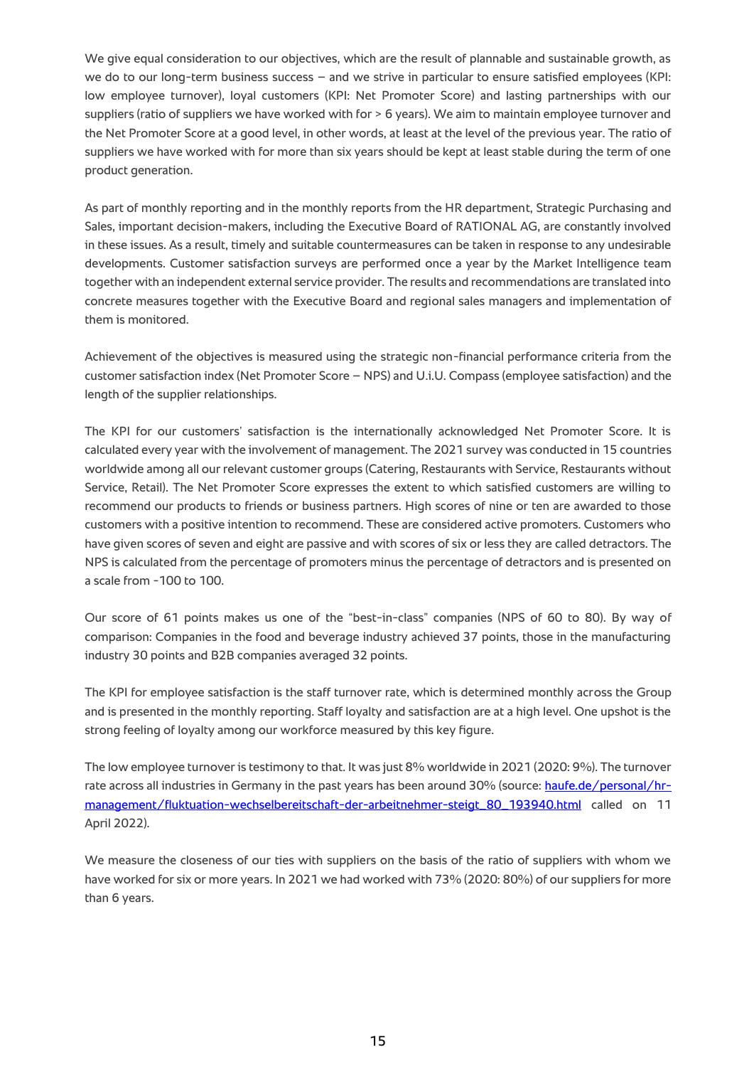We give equal consideration to our objectives, which are the result of plannable and sustainable growth, as we do to our long-term business success – and we strive in particular to ensure satisfied employees (KPI: low employee turnover), loyal customers (KPI: Net Promoter Score) and lasting partnerships with our suppliers (ratio of suppliers we have worked with for > 6 years). We aim to maintain employee turnover and the Net Promoter Score at a good level, in other words, at least at the level of the previous year. The ratio of suppliers we have worked with for more than six years should be kept at least stable during the term of one product generation.

As part of monthly reporting and in the monthly reports from the HR department, Strategic Purchasing and Sales, important decision-makers, including the Executive Board of RATIONAL AG, are constantly involved in these issues. As a result, timely and suitable countermeasures can be taken in response to any undesirable developments. Customer satisfaction surveys are performed once a year by the Market Intelligence team together with an independent external service provider. The results and recommendations are translated into concrete measures together with the Executive Board and regional sales managers and implementation of them is monitored.

Achievement of the objectives is measured using the strategic non-financial performance criteria from the customer satisfaction index (Net Promoter Score – NPS) and U.i.U. Compass (employee satisfaction) and the length of the supplier relationships.

The KPI for our customers' satisfaction is the internationally acknowledged Net Promoter Score. It is calculated every year with the involvement of management. The 2021 survey was conducted in 15 countries worldwide among all our relevant customer groups (Catering, Restaurants with Service, Restaurants without Service, Retail). The Net Promoter Score expresses the extent to which satisfied customers are willing to recommend our products to friends or business partners. High scores of nine or ten are awarded to those customers with a positive intention to recommend. These are considered active promoters. Customers who have given scores of seven and eight are passive and with scores of six or less they are called detractors. The NPS is calculated from the percentage of promoters minus the percentage of detractors and is presented on a scale from -100 to 100.

Our score of 61 points makes us one of the "best-in-class" companies (NPS of 60 to 80). By way of comparison: Companies in the food and beverage industry achieved 37 points, those in the manufacturing industry 30 points and B2B companies averaged 32 points.

The KPI for employee satisfaction is the staff turnover rate, which is determined monthly across the Group and is presented in the monthly reporting. Staff loyalty and satisfaction are at a high level. One upshot is the strong feeling of loyalty among our workforce measured by this key figure.

The low employee turnover is testimony to that. It was just 8% worldwide in 2021 (2020: 9%). The turnover rate across all industries in Germany in the past years has been around 30% (source: [haufe.de/personal/hr-management/fluktuation-wechselbereitschaft-der-arbeitnehmer-steigt_80_193940.html](haufe.de/personal/hr-management/fluktuation-wechselbereitschaft-der-arbeitnehmer-steigt_80_193940.html) called on 11 April 2022).

We measure the closeness of our ties with suppliers on the basis of the ratio of suppliers with whom we have worked for six or more years. In 2021 we had worked with 73% (2020: 80%) of our suppliers for more than 6 years.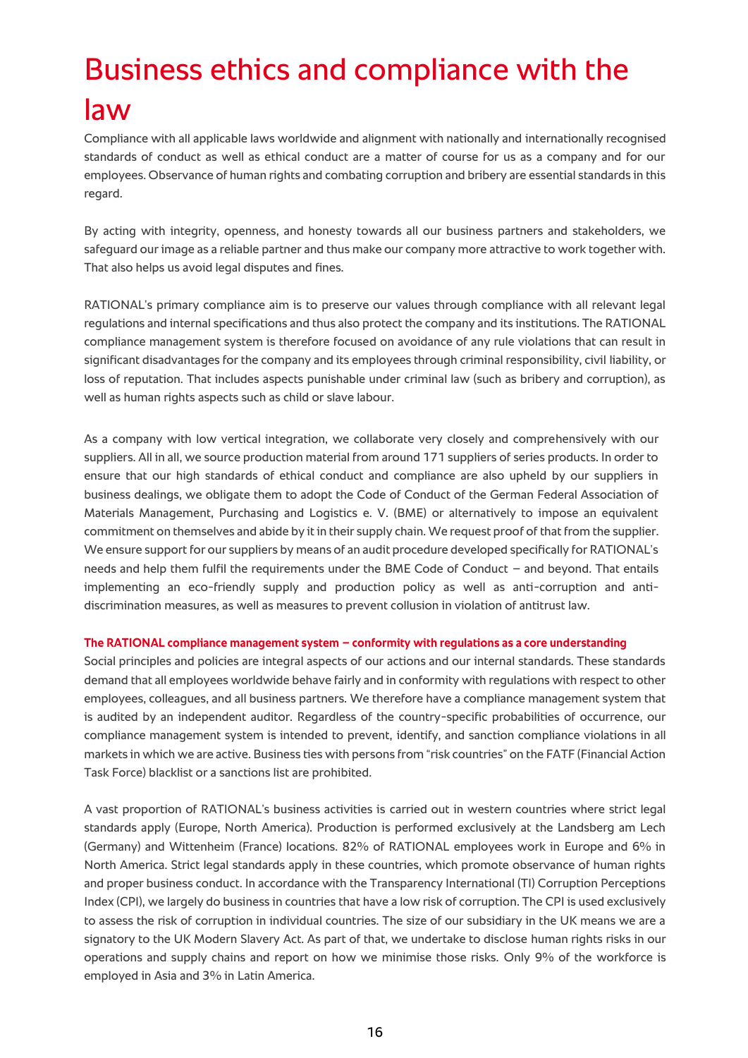# Business ethics and compliance with the law

Compliance with all applicable laws worldwide and alignment with nationally and internationally recognised standards of conduct as well as ethical conduct are a matter of course for us as a company and for our employees. Observance of human rights and combating corruption and bribery are essential standards in this regard.

By acting with integrity, openness, and honesty towards all our business partners and stakeholders, we safeguard our image as a reliable partner and thus make our company more attractive to work together with. That also helps us avoid legal disputes and fines.

RATIONAL's primary compliance aim is to preserve our values through compliance with all relevant legal regulations and internal specifications and thus also protect the company and its institutions. The RATIONAL compliance management system is therefore focused on avoidance of any rule violations that can result in significant disadvantages for the company and its employees through criminal responsibility, civil liability, or loss of reputation. That includes aspects punishable under criminal law (such as bribery and corruption), as well as human rights aspects such as child or slave labour.

As a company with low vertical integration, we collaborate very closely and comprehensively with our suppliers. All in all, we source production material from around 171 suppliers of series products. In order to ensure that our high standards of ethical conduct and compliance are also upheld by our suppliers in business dealings, we obligate them to adopt the Code of Conduct of the German Federal Association of Materials Management, Purchasing and Logistics e. V. (BME) or alternatively to impose an equivalent commitment on themselves and abide by it in their supply chain. We request proof of that from the supplier. We ensure support for our suppliers by means of an audit procedure developed specifically for RATIONAL's needs and help them fulfil the requirements under the BME Code of Conduct – and beyond. That entails implementing an eco-friendly supply and production policy as well as anti-corruption and anti-discrimination measures, as well as measures to prevent collusion in violation of antitrust law.

#### The RATIONAL compliance management system – conformity with regulations as a core understanding

Social principles and policies are integral aspects of our actions and our internal standards. These standards demand that all employees worldwide behave fairly and in conformity with regulations with respect to other employees, colleagues, and all business partners. We therefore have a compliance management system that is audited by an independent auditor. Regardless of the country-specific probabilities of occurrence, our compliance management system is intended to prevent, identify, and sanction compliance violations in all markets in which we are active. Business ties with persons from "risk countries" on the FATF (Financial Action Task Force) blacklist or a sanctions list are prohibited.

A vast proportion of RATIONAL's business activities is carried out in western countries where strict legal standards apply (Europe, North America). Production is performed exclusively at the Landsberg am Lech (Germany) and Wittenheim (France) locations. 82% of RATIONAL employees work in Europe and 6% in North America. Strict legal standards apply in these countries, which promote observance of human rights and proper business conduct. In accordance with the Transparency International (TI) Corruption Perceptions Index (CPI), we largely do business in countries that have a low risk of corruption. The CPI is used exclusively to assess the risk of corruption in individual countries. The size of our subsidiary in the UK means we are a signatory to the UK Modern Slavery Act. As part of that, we undertake to disclose human rights risks in our operations and supply chains and report on how we minimise those risks. Only 9% of the workforce is employed in Asia and 3% in Latin America.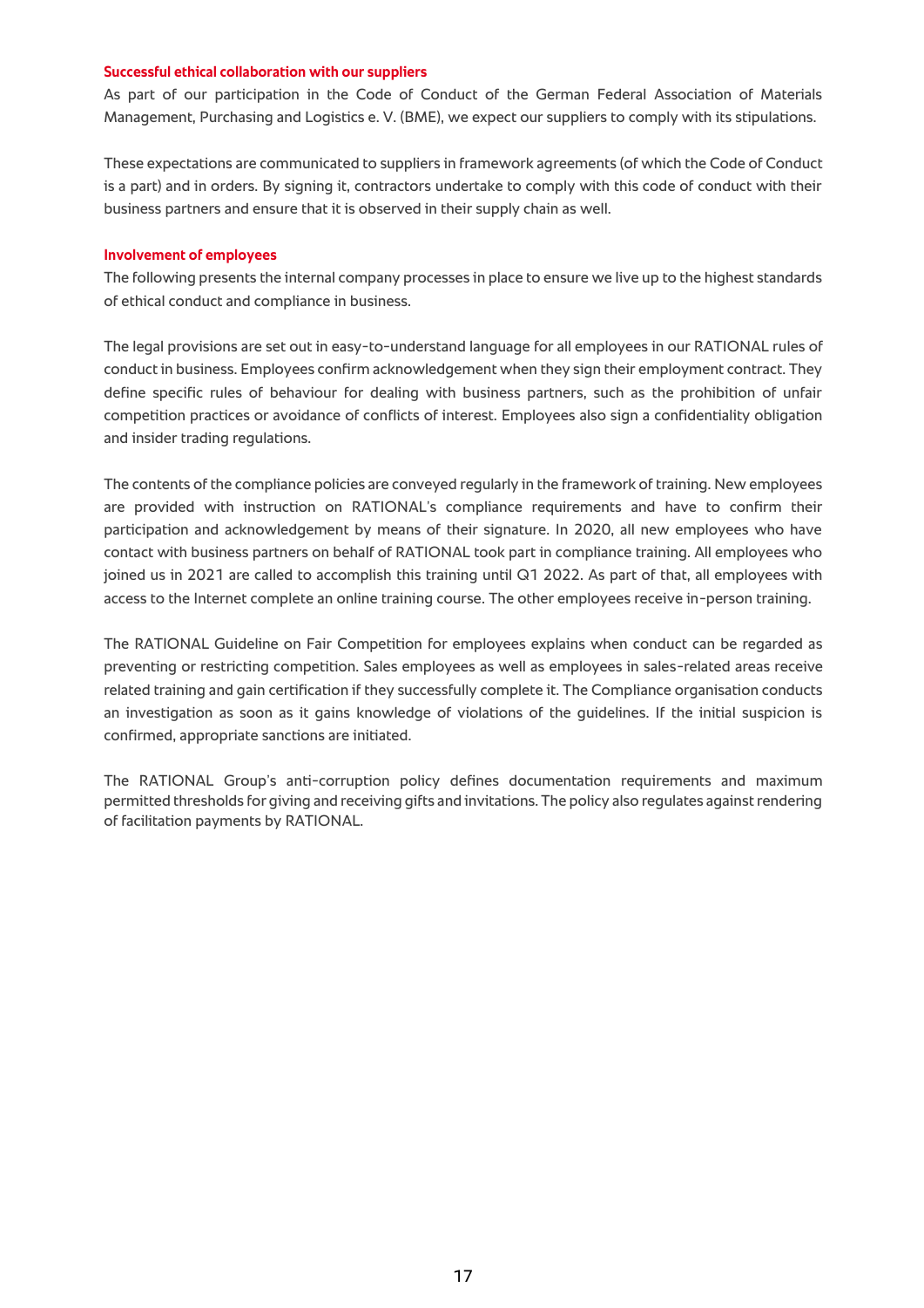### Successful ethical collaboration with our suppliers

As part of our participation in the Code of Conduct of the German Federal Association of Materials Management, Purchasing and Logistics e. V. (BME), we expect our suppliers to comply with its stipulations.

These expectations are communicated to suppliers in framework agreements (of which the Code of Conduct is a part) and in orders. By signing it, contractors undertake to comply with this code of conduct with their business partners and ensure that it is observed in their supply chain as well.

### Involvement of employees

The following presents the internal company processes in place to ensure we live up to the highest standards of ethical conduct and compliance in business.

The legal provisions are set out in easy-to-understand language for all employees in our RATIONAL rules of conduct in business. Employees confirm acknowledgement when they sign their employment contract. They define specific rules of behaviour for dealing with business partners, such as the prohibition of unfair competition practices or avoidance of conflicts of interest. Employees also sign a confidentiality obligation and insider trading regulations.

The contents of the compliance policies are conveyed regularly in the framework of training. New employees are provided with instruction on RATIONAL's compliance requirements and have to confirm their participation and acknowledgement by means of their signature. In 2020, all new employees who have contact with business partners on behalf of RATIONAL took part in compliance training. All employees who joined us in 2021 are called to accomplish this training until Q1 2022. As part of that, all employees with access to the Internet complete an online training course. The other employees receive in-person training.

The RATIONAL Guideline on Fair Competition for employees explains when conduct can be regarded as preventing or restricting competition. Sales employees as well as employees in sales-related areas receive related training and gain certification if they successfully complete it. The Compliance organisation conducts an investigation as soon as it gains knowledge of violations of the guidelines. If the initial suspicion is confirmed, appropriate sanctions are initiated.

The RATIONAL Group's anti-corruption policy defines documentation requirements and maximum permitted thresholds for giving and receiving gifts and invitations. The policy also regulates against rendering of facilitation payments by RATIONAL.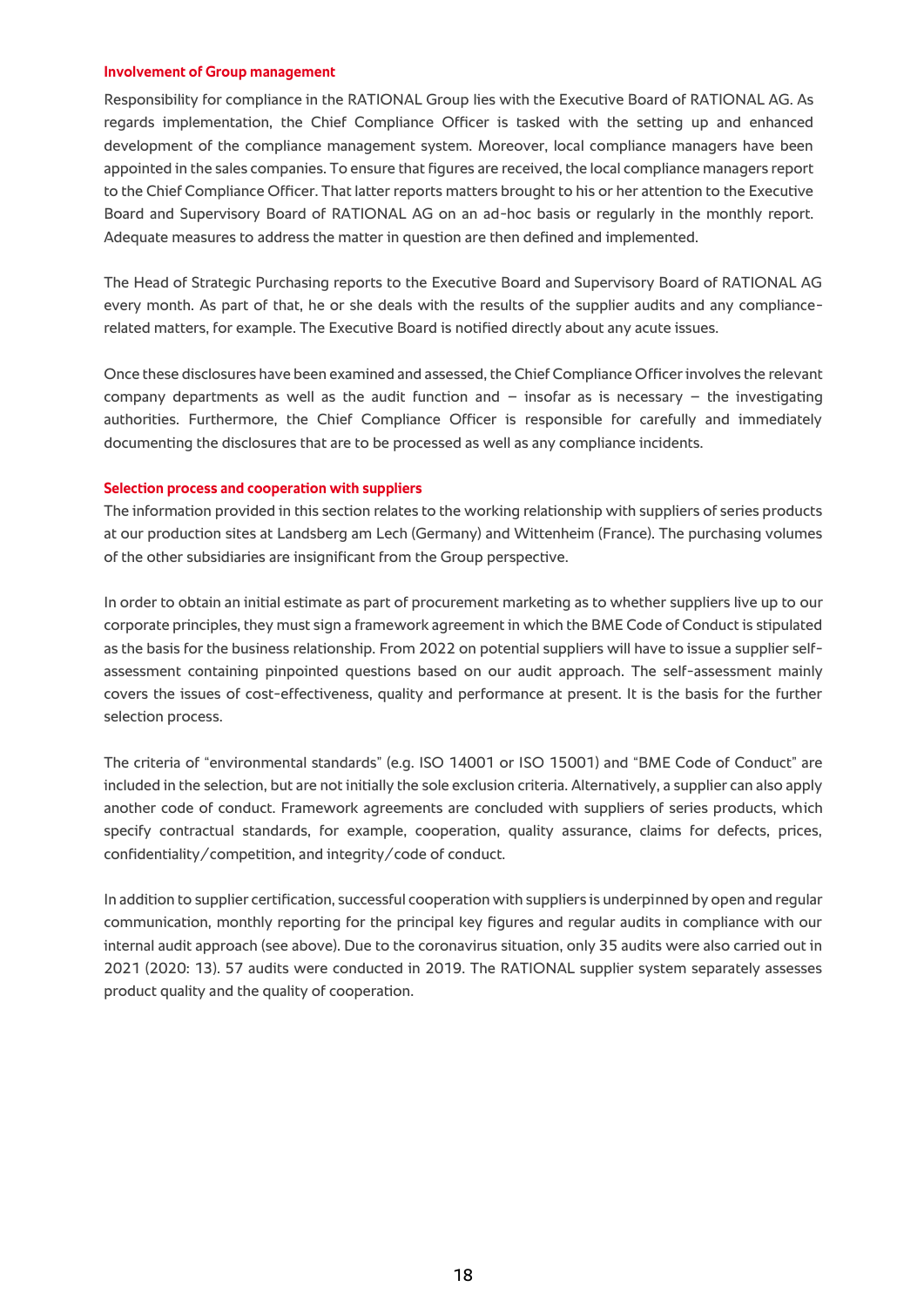### Involvement of Group management

Responsibility for compliance in the RATIONAL Group lies with the Executive Board of RATIONAL AG. As regards implementation, the Chief Compliance Officer is tasked with the setting up and enhanced development of the compliance management system. Moreover, local compliance managers have been appointed in the sales companies. To ensure that figures are received, the local compliance managers report to the Chief Compliance Officer. That latter reports matters brought to his or her attention to the Executive Board and Supervisory Board of RATIONAL AG on an ad-hoc basis or regularly in the monthly report. Adequate measures to address the matter in question are then defined and implemented.

The Head of Strategic Purchasing reports to the Executive Board and Supervisory Board of RATIONAL AG every month. As part of that, he or she deals with the results of the supplier audits and any compliance-related matters, for example. The Executive Board is notified directly about any acute issues.

Once these disclosures have been examined and assessed, the Chief Compliance Officer involves the relevant company departments as well as the audit function and – insofar as is necessary – the investigating authorities. Furthermore, the Chief Compliance Officer is responsible for carefully and immediately documenting the disclosures that are to be processed as well as any compliance incidents.

### Selection process and cooperation with suppliers

The information provided in this section relates to the working relationship with suppliers of series products at our production sites at Landsberg am Lech (Germany) and Wittenheim (France). The purchasing volumes of the other subsidiaries are insignificant from the Group perspective.

In order to obtain an initial estimate as part of procurement marketing as to whether suppliers live up to our corporate principles, they must sign a framework agreement in which the BME Code of Conduct is stipulated as the basis for the business relationship. From 2022 on potential suppliers will have to issue a supplier self-assessment containing pinpointed questions based on our audit approach. The self-assessment mainly covers the issues of cost-effectiveness, quality and performance at present. It is the basis for the further selection process.

The criteria of "environmental standards" (e.g. ISO 14001 or ISO 15001) and "BME Code of Conduct" are included in the selection, but are not initially the sole exclusion criteria. Alternatively, a supplier can also apply another code of conduct. Framework agreements are concluded with suppliers of series products, which specify contractual standards, for example, cooperation, quality assurance, claims for defects, prices, confidentiality/competition, and integrity/code of conduct.

In addition to supplier certification, successful cooperation with suppliers is underpinned by open and regular communication, monthly reporting for the principal key figures and regular audits in compliance with our internal audit approach (see above). Due to the coronavirus situation, only 35 audits were also carried out in 2021 (2020: 13). 57 audits were conducted in 2019. The RATIONAL supplier system separately assesses product quality and the quality of cooperation.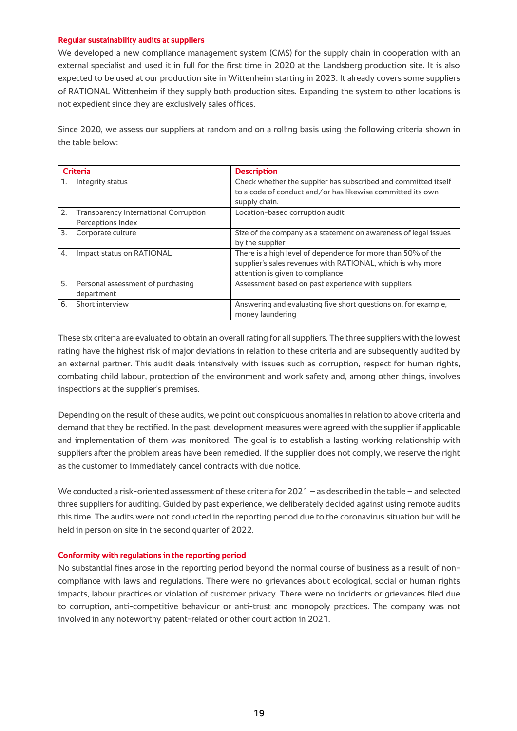### Regular sustainability audits at suppliers

We developed a new compliance management system (CMS) for the supply chain in cooperation with an external specialist and used it in full for the first time in 2020 at the Landsberg production site. It is also expected to be used at our production site in Wittenheim starting in 2023. It already covers some suppliers of RATIONAL Wittenheim if they supply both production sites. Expanding the system to other locations is not expedient since they are exclusively sales offices.

Since 2020, we assess our suppliers at random and on a rolling basis using the following criteria shown in the table below:

| Criteria | Description |
|---|---|
| 1. Integrity status | Check whether the supplier has subscribed and committed itself to a code of conduct and/or has likewise committed its own supply chain. |
| 2. Transparency International Corruption Perceptions Index | Location-based corruption audit |
| 3. Corporate culture | Size of the company as a statement on awareness of legal issues by the supplier |
| 4. Impact status on RATIONAL | There is a high level of dependence for more than 50% of the supplier's sales revenues with RATIONAL, which is why more attention is given to compliance |
| 5. Personal assessment of purchasing department | Assessment based on past experience with suppliers |
| 6. Short interview | Answering and evaluating five short questions on, for example, money laundering |

These six criteria are evaluated to obtain an overall rating for all suppliers. The three suppliers with the lowest rating have the highest risk of major deviations in relation to these criteria and are subsequently audited by an external partner. This audit deals intensively with issues such as corruption, respect for human rights, combating child labour, protection of the environment and work safety and, among other things, involves inspections at the supplier's premises.

Depending on the result of these audits, we point out conspicuous anomalies in relation to above criteria and demand that they be rectified. In the past, development measures were agreed with the supplier if applicable and implementation of them was monitored. The goal is to establish a lasting working relationship with suppliers after the problem areas have been remedied. If the supplier does not comply, we reserve the right as the customer to immediately cancel contracts with due notice.

We conducted a risk-oriented assessment of these criteria for 2021 – as described in the table – and selected three suppliers for auditing. Guided by past experience, we deliberately decided against using remote audits this time. The audits were not conducted in the reporting period due to the coronavirus situation but will be held in person on site in the second quarter of 2022.

### Conformity with regulations in the reporting period

No substantial fines arose in the reporting period beyond the normal course of business as a result of non-compliance with laws and regulations. There were no grievances about ecological, social or human rights impacts, labour practices or violation of customer privacy. There were no incidents or grievances filed due to corruption, anti-competitive behaviour or anti-trust and monopoly practices. The company was not involved in any noteworthy patent-related or other court action in 2021.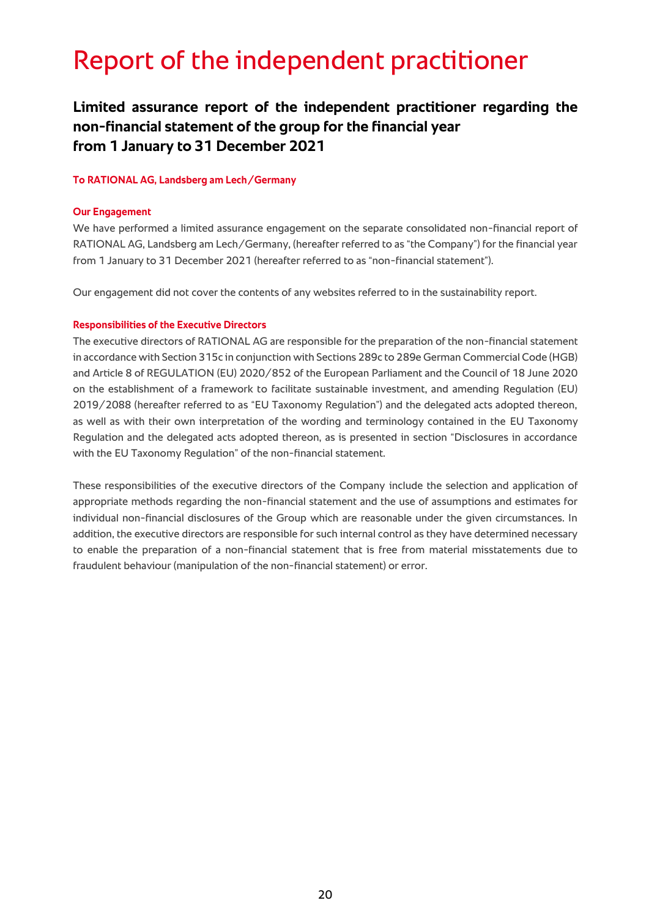# Report of the independent practitioner

## Limited assurance report of the independent practitioner regarding the non-financial statement of the group for the financial year from 1 January to 31 December 2021

**To RATIONAL AG, Landsberg am Lech/Germany**

**Our Engagement**

We have performed a limited assurance engagement on the separate consolidated non-financial report of RATIONAL AG, Landsberg am Lech/Germany, (hereafter referred to as "the Company") for the financial year from 1 January to 31 December 2021 (hereafter referred to as "non-financial statement").

Our engagement did not cover the contents of any websites referred to in the sustainability report.

**Responsibilities of the Executive Directors**

The executive directors of RATIONAL AG are responsible for the preparation of the non-financial statement in accordance with Section 315c in conjunction with Sections 289c to 289e German Commercial Code (HGB) and Article 8 of REGULATION (EU) 2020/852 of the European Parliament and the Council of 18 June 2020 on the establishment of a framework to facilitate sustainable investment, and amending Regulation (EU) 2019/2088 (hereafter referred to as "EU Taxonomy Regulation") and the delegated acts adopted thereon, as well as with their own interpretation of the wording and terminology contained in the EU Taxonomy Regulation and the delegated acts adopted thereon, as is presented in section "Disclosures in accordance with the EU Taxonomy Regulation" of the non-financial statement.

These responsibilities of the executive directors of the Company include the selection and application of appropriate methods regarding the non-financial statement and the use of assumptions and estimates for individual non-financial disclosures of the Group which are reasonable under the given circumstances. In addition, the executive directors are responsible for such internal control as they have determined necessary to enable the preparation of a non-financial statement that is free from material misstatements due to fraudulent behaviour (manipulation of the non-financial statement) or error.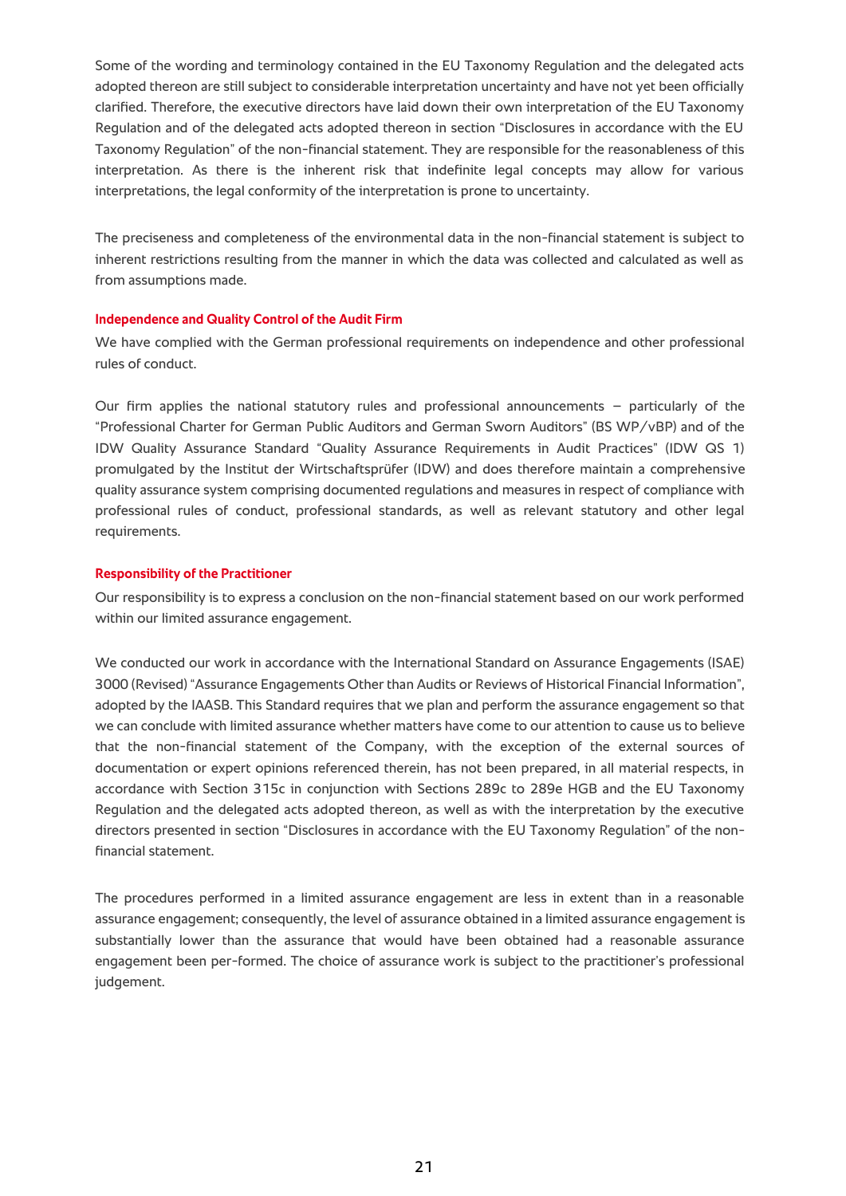Some of the wording and terminology contained in the EU Taxonomy Regulation and the delegated acts adopted thereon are still subject to considerable interpretation uncertainty and have not yet been officially clarified. Therefore, the executive directors have laid down their own interpretation of the EU Taxonomy Regulation and of the delegated acts adopted thereon in section "Disclosures in accordance with the EU Taxonomy Regulation" of the non-financial statement. They are responsible for the reasonableness of this interpretation. As there is the inherent risk that indefinite legal concepts may allow for various interpretations, the legal conformity of the interpretation is prone to uncertainty.

The preciseness and completeness of the environmental data in the non-financial statement is subject to inherent restrictions resulting from the manner in which the data was collected and calculated as well as from assumptions made.

#### Independence and Quality Control of the Audit Firm

We have complied with the German professional requirements on independence and other professional rules of conduct.

Our firm applies the national statutory rules and professional announcements – particularly of the "Professional Charter for German Public Auditors and German Sworn Auditors" (BS WP/vBP) and of the IDW Quality Assurance Standard "Quality Assurance Requirements in Audit Practices" (IDW QS 1) promulgated by the Institut der Wirtschaftsprüfer (IDW) and does therefore maintain a comprehensive quality assurance system comprising documented regulations and measures in respect of compliance with professional rules of conduct, professional standards, as well as relevant statutory and other legal requirements.

#### Responsibility of the Practitioner

Our responsibility is to express a conclusion on the non-financial statement based on our work performed within our limited assurance engagement.

We conducted our work in accordance with the International Standard on Assurance Engagements (ISAE) 3000 (Revised) "Assurance Engagements Other than Audits or Reviews of Historical Financial Information", adopted by the IAASB. This Standard requires that we plan and perform the assurance engagement so that we can conclude with limited assurance whether matters have come to our attention to cause us to believe that the non-financial statement of the Company, with the exception of the external sources of documentation or expert opinions referenced therein, has not been prepared, in all material respects, in accordance with Section 315c in conjunction with Sections 289c to 289e HGB and the EU Taxonomy Regulation and the delegated acts adopted thereon, as well as with the interpretation by the executive directors presented in section "Disclosures in accordance with the EU Taxonomy Regulation" of the non-financial statement.

The procedures performed in a limited assurance engagement are less in extent than in a reasonable assurance engagement; consequently, the level of assurance obtained in a limited assurance engagement is substantially lower than the assurance that would have been obtained had a reasonable assurance engagement been per-formed. The choice of assurance work is subject to the practitioner's professional judgement.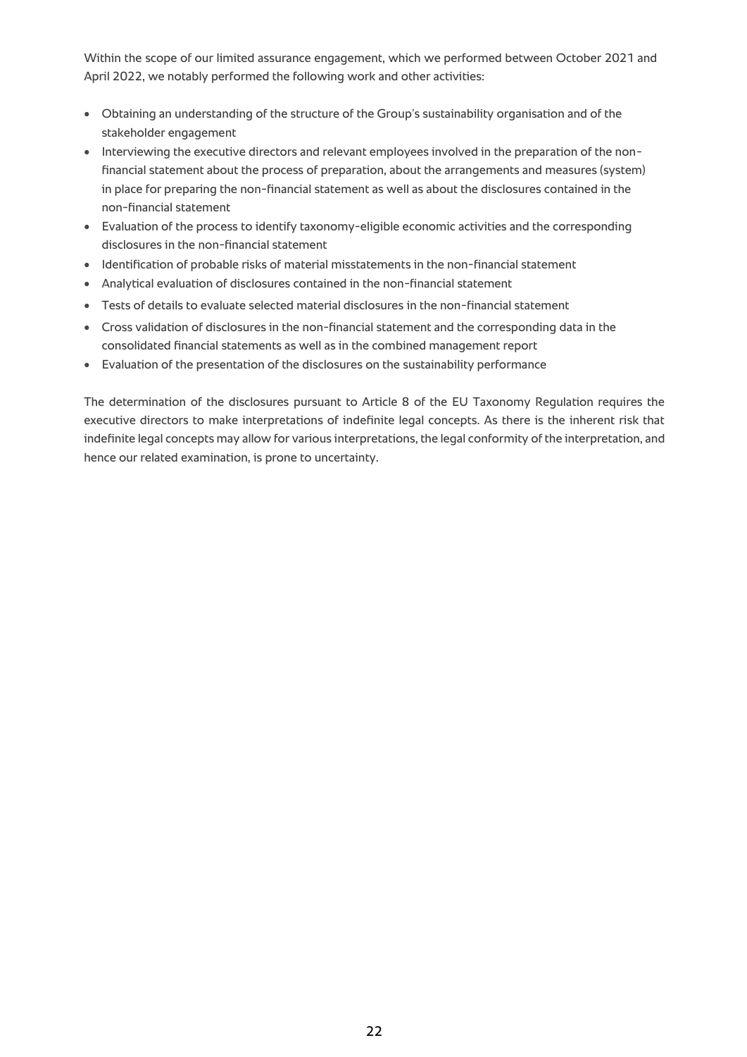Within the scope of our limited assurance engagement, which we performed between October 2021 and April 2022, we notably performed the following work and other activities:

- Obtaining an understanding of the structure of the Group's sustainability organisation and of the stakeholder engagement
- Interviewing the executive directors and relevant employees involved in the preparation of the non-financial statement about the process of preparation, about the arrangements and measures (system) in place for preparing the non-financial statement as well as about the disclosures contained in the non-financial statement
- Evaluation of the process to identify taxonomy-eligible economic activities and the corresponding disclosures in the non-financial statement
- Identification of probable risks of material misstatements in the non-financial statement
- Analytical evaluation of disclosures contained in the non-financial statement
- Tests of details to evaluate selected material disclosures in the non-financial statement
- Cross validation of disclosures in the non-financial statement and the corresponding data in the consolidated financial statements as well as in the combined management report
- Evaluation of the presentation of the disclosures on the sustainability performance

The determination of the disclosures pursuant to Article 8 of the EU Taxonomy Regulation requires the executive directors to make interpretations of indefinite legal concepts. As there is the inherent risk that indefinite legal concepts may allow for various interpretations, the legal conformity of the interpretation, and hence our related examination, is prone to uncertainty.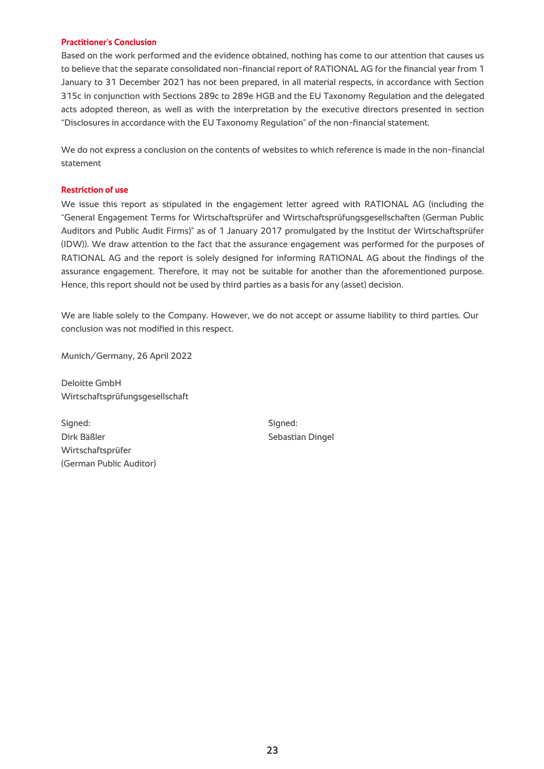### Practitioner's Conclusion

Based on the work performed and the evidence obtained, nothing has come to our attention that causes us to believe that the separate consolidated non-financial report of RATIONAL AG for the financial year from 1 January to 31 December 2021 has not been prepared, in all material respects, in accordance with Section 315c in conjunction with Sections 289c to 289e HGB and the EU Taxonomy Regulation and the delegated acts adopted thereon, as well as with the interpretation by the executive directors presented in section "Disclosures in accordance with the EU Taxonomy Regulation" of the non-financial statement.

We do not express a conclusion on the contents of websites to which reference is made in the non-financial statement

### Restriction of use

We issue this report as stipulated in the engagement letter agreed with RATIONAL AG (including the "General Engagement Terms for Wirtschaftsprüfer and Wirtschaftsprüfungsgesellschaften (German Public Auditors and Public Audit Firms)" as of 1 January 2017 promulgated by the Institut der Wirtschaftsprüfer (IDW)). We draw attention to the fact that the assurance engagement was performed for the purposes of RATIONAL AG and the report is solely designed for informing RATIONAL AG about the findings of the assurance engagement. Therefore, it may not be suitable for another than the aforementioned purpose. Hence, this report should not be used by third parties as a basis for any (asset) decision.

We are liable solely to the Company. However, we do not accept or assume liability to third parties. Our conclusion was not modified in this respect.

Munich/Germany, 26 April 2022

Deloitte GmbH
Wirtschaftsprüfungsgesellschaft

Signed:
Dirk Bäßler
Wirtschaftsprüfer
(German Public Auditor)

Signed:
Sebastian Dingel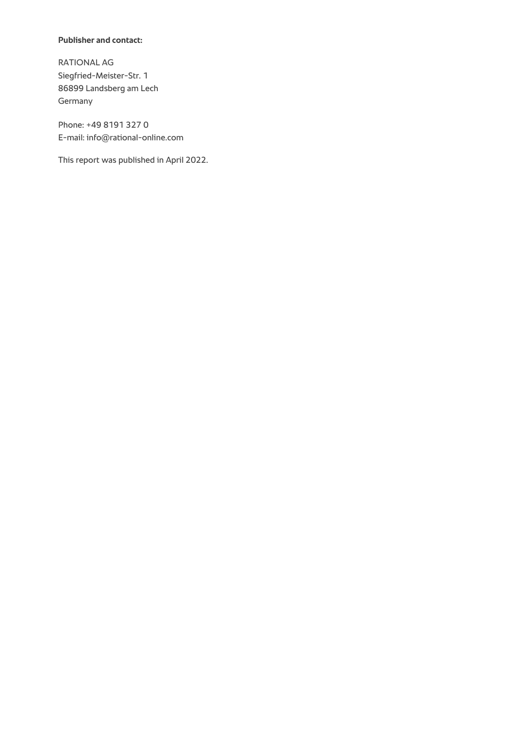**Publisher and contact:**

RATIONAL AG
Siegfried-Meister-Str. 1
86899 Landsberg am Lech
Germany

Phone: +49 8191 327 0
E-mail: info@rational-online.com

This report was published in April 2022.